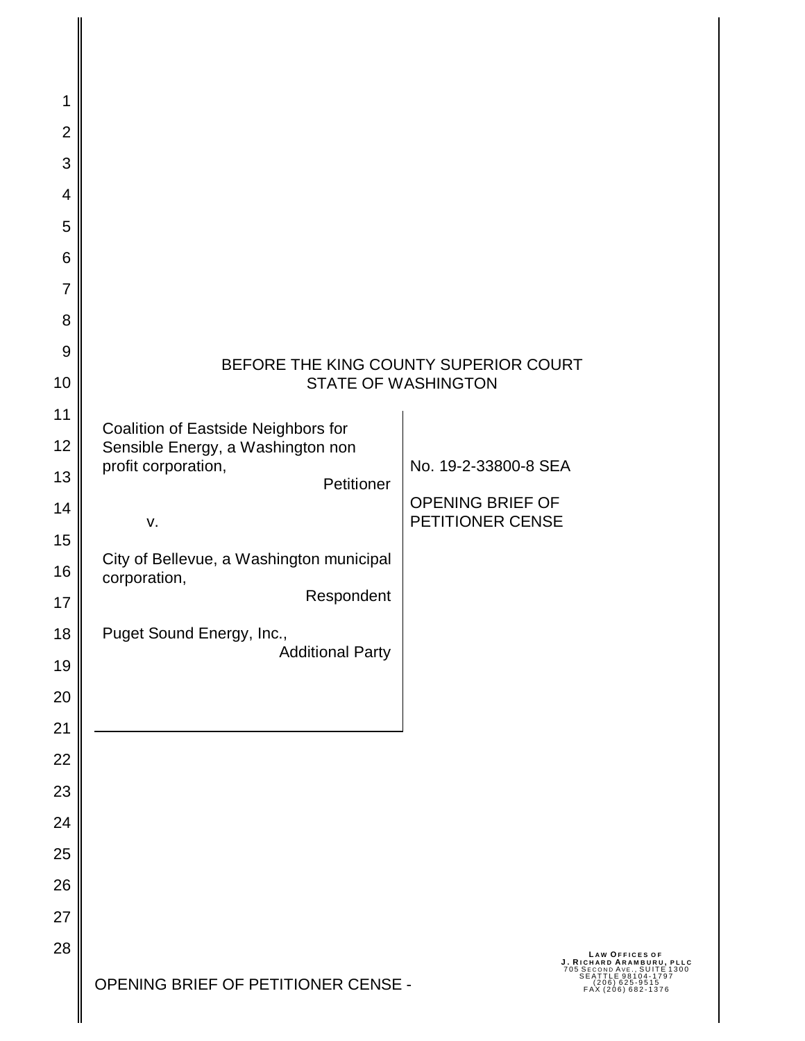BEFORE THE KING COUNTY SUPERIOR COURT
STATE OF WASHINGTON

| | |
|---|---|
| Coalition of Eastside Neighbors for Sensible Energy, a Washington non profit corporation,<br>Petitioner<br><br>v.<br><br>City of Bellevue, a Washington municipal corporation,<br>Respondent<br><br>Puget Sound Energy, Inc.,<br>Additional Party | No. 19-2-33800-8 SEA<br><br>OPENING BRIEF OF PETITIONER CENSE |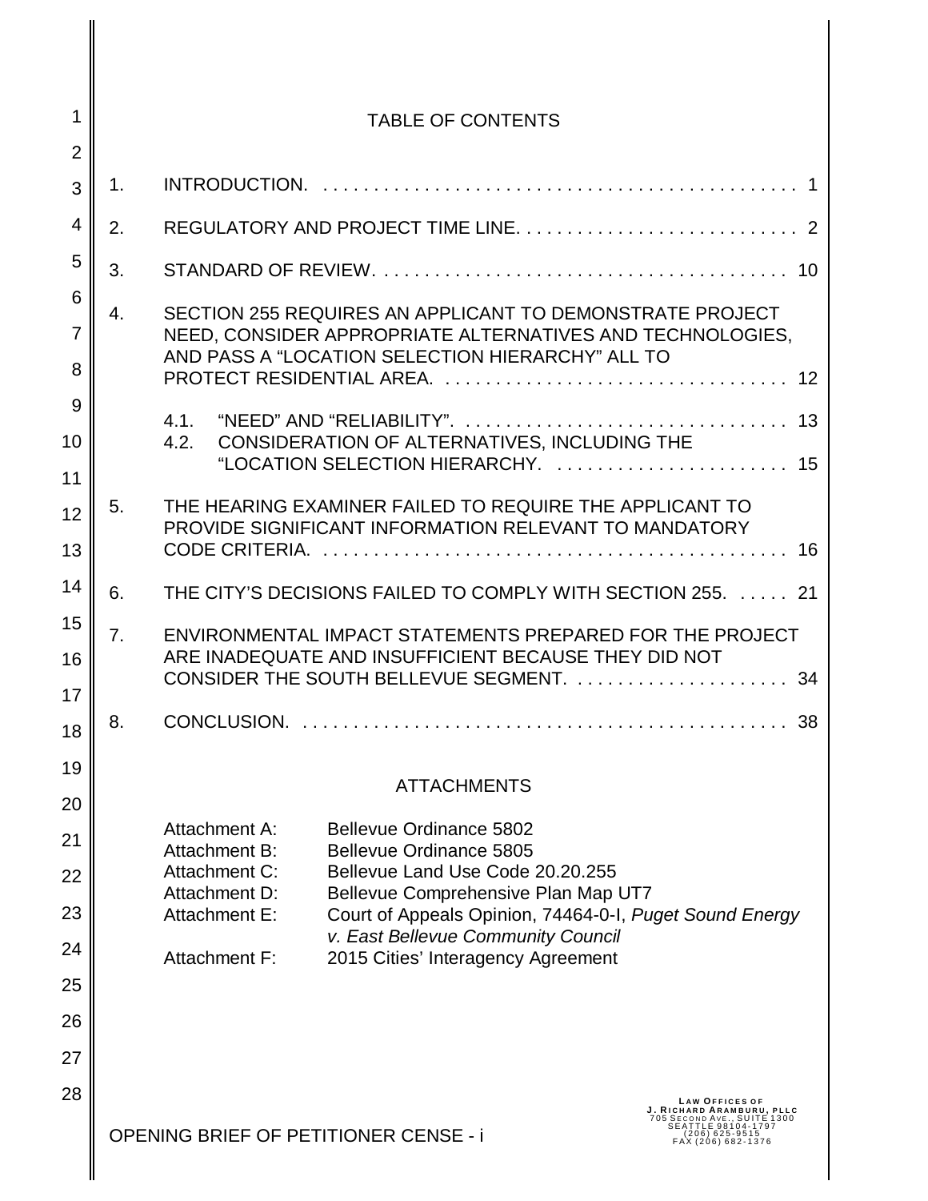## TABLE OF CONTENTS

| | | |
|---|---|---|
| 1. | INTRODUCTION. | 1 |
| 2. | REGULATORY AND PROJECT TIME LINE. | 2 |
| 3. | STANDARD OF REVIEW. | 10 |
| 4. | SECTION 255 REQUIRES AN APPLICANT TO DEMONSTRATE PROJECT NEED, CONSIDER APPROPRIATE ALTERNATIVES AND TECHNOLOGIES, AND PASS A "LOCATION SELECTION HIERARCHY" ALL TO PROTECT RESIDENTIAL AREA. | 12 |
| | 4.1. "NEED" AND "RELIABILITY". | 13 |
| | 4.2. CONSIDERATION OF ALTERNATIVES, INCLUDING THE "LOCATION SELECTION HIERARCHY. | 15 |
| 5. | THE HEARING EXAMINER FAILED TO REQUIRE THE APPLICANT TO PROVIDE SIGNIFICANT INFORMATION RELEVANT TO MANDATORY CODE CRITERIA. | 16 |
| 6. | THE CITY'S DECISIONS FAILED TO COMPLY WITH SECTION 255. | 21 |
| 7. | ENVIRONMENTAL IMPACT STATEMENTS PREPARED FOR THE PROJECT ARE INADEQUATE AND INSUFFICIENT BECAUSE THEY DID NOT CONSIDER THE SOUTH BELLEVUE SEGMENT. | 34 |
| 8. | CONCLUSION. | 38 |

## ATTACHMENTS

| | |
|---|---|
| Attachment A: | Bellevue Ordinance 5802 |
| Attachment B: | Bellevue Ordinance 5805 |
| Attachment C: | Bellevue Land Use Code 20.20.255 |
| Attachment D: | Bellevue Comprehensive Plan Map UT7 |
| Attachment E: | Court of Appeals Opinion, 74464-0-I, *Puget Sound Energy v. East Bellevue Community Council* |
| Attachment F: | 2015 Cities' Interagency Agreement |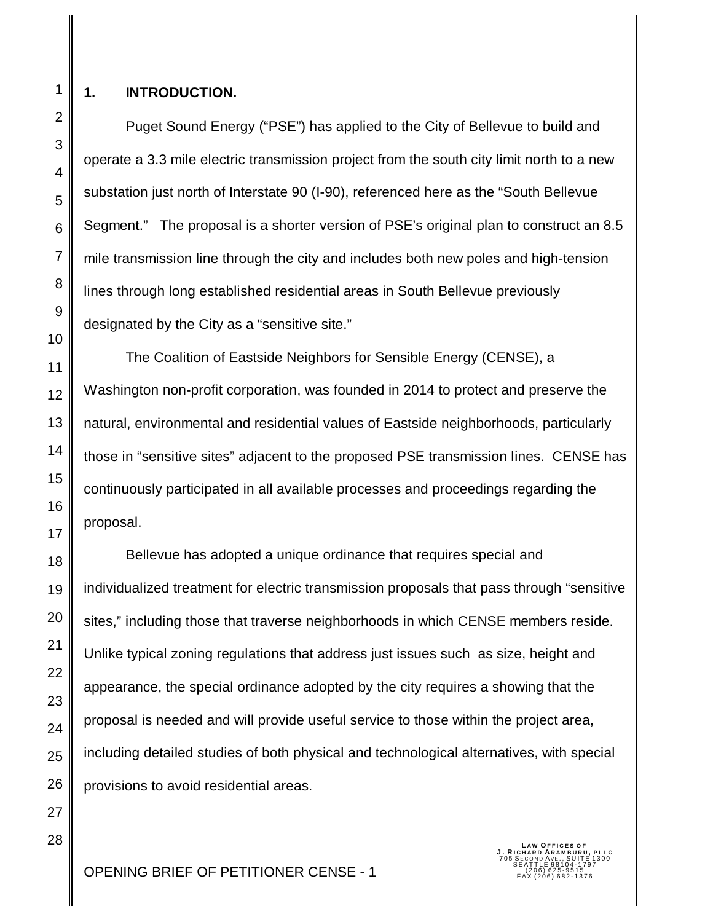## 1. INTRODUCTION.

Puget Sound Energy ("PSE") has applied to the City of Bellevue to build and operate a 3.3 mile electric transmission project from the south city limit north to a new substation just north of Interstate 90 (I-90), referenced here as the "South Bellevue Segment." The proposal is a shorter version of PSE's original plan to construct an 8.5 mile transmission line through the city and includes both new poles and high-tension lines through long established residential areas in South Bellevue previously designated by the City as a "sensitive site."

The Coalition of Eastside Neighbors for Sensible Energy (CENSE), a Washington non-profit corporation, was founded in 2014 to protect and preserve the natural, environmental and residential values of Eastside neighborhoods, particularly those in "sensitive sites" adjacent to the proposed PSE transmission lines. CENSE has continuously participated in all available processes and proceedings regarding the proposal.

Bellevue has adopted a unique ordinance that requires special and individualized treatment for electric transmission proposals that pass through "sensitive sites," including those that traverse neighborhoods in which CENSE members reside. Unlike typical zoning regulations that address just issues such as size, height and appearance, the special ordinance adopted by the city requires a showing that the proposal is needed and will provide useful service to those within the project area, including detailed studies of both physical and technological alternatives, with special provisions to avoid residential areas.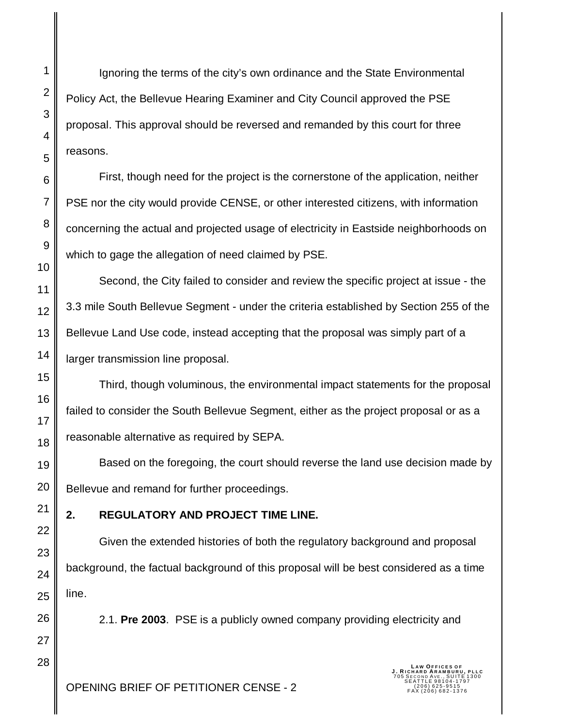Ignoring the terms of the city's own ordinance and the State Environmental Policy Act, the Bellevue Hearing Examiner and City Council approved the PSE proposal. This approval should be reversed and remanded by this court for three reasons.

First, though need for the project is the cornerstone of the application, neither PSE nor the city would provide CENSE, or other interested citizens, with information concerning the actual and projected usage of electricity in Eastside neighborhoods on which to gage the allegation of need claimed by PSE.

Second, the City failed to consider and review the specific project at issue - the 3.3 mile South Bellevue Segment - under the criteria established by Section 255 of the Bellevue Land Use code, instead accepting that the proposal was simply part of a larger transmission line proposal.

Third, though voluminous, the environmental impact statements for the proposal failed to consider the South Bellevue Segment, either as the project proposal or as a reasonable alternative as required by SEPA.

Based on the foregoing, the court should reverse the land use decision made by Bellevue and remand for further proceedings.

## 2. REGULATORY AND PROJECT TIME LINE.

Given the extended histories of both the regulatory background and proposal background, the factual background of this proposal will be best considered as a time line.

2.1. **Pre 2003**. PSE is a publicly owned company providing electricity and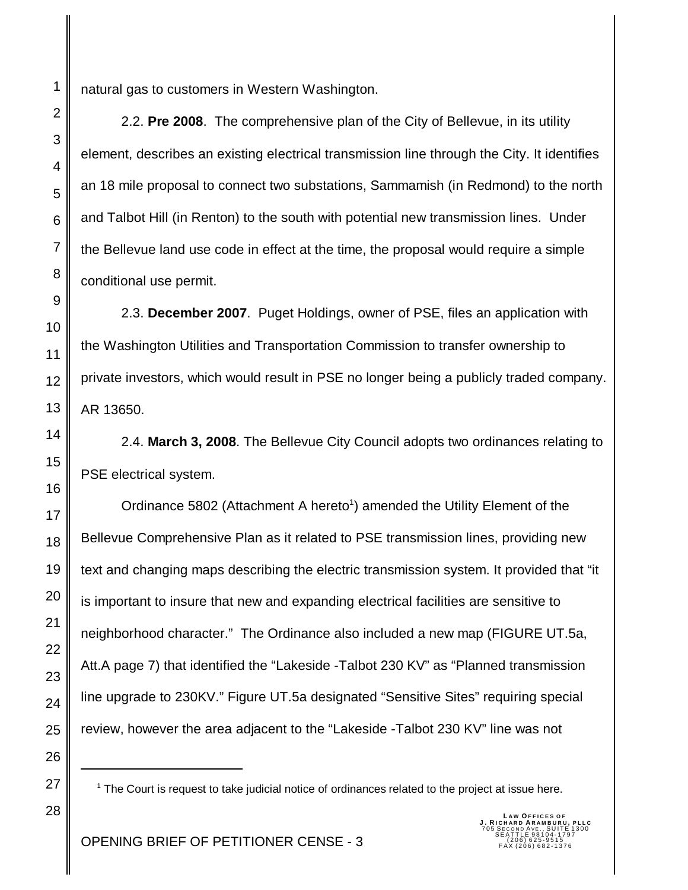natural gas to customers in Western Washington.

2.2. **Pre 2008**. The comprehensive plan of the City of Bellevue, in its utility element, describes an existing electrical transmission line through the City. It identifies an 18 mile proposal to connect two substations, Sammamish (in Redmond) to the north and Talbot Hill (in Renton) to the south with potential new transmission lines. Under the Bellevue land use code in effect at the time, the proposal would require a simple conditional use permit.

2.3. **December 2007**. Puget Holdings, owner of PSE, files an application with the Washington Utilities and Transportation Commission to transfer ownership to private investors, which would result in PSE no longer being a publicly traded company. AR 13650.

2.4. **March 3, 2008**. The Bellevue City Council adopts two ordinances relating to PSE electrical system.

Ordinance 5802 (Attachment A hereto[1]) amended the Utility Element of the Bellevue Comprehensive Plan as it related to PSE transmission lines, providing new text and changing maps describing the electric transmission system. It provided that "it is important to insure that new and expanding electrical facilities are sensitive to neighborhood character." The Ordinance also included a new map (FIGURE UT.5a, Att.A page 7) that identified the "Lakeside -Talbot 230 KV" as "Planned transmission line upgrade to 230KV." Figure UT.5a designated "Sensitive Sites" requiring special review, however the area adjacent to the "Lakeside -Talbot 230 KV" line was not

[1] The Court is request to take judicial notice of ordinances related to the project at issue here.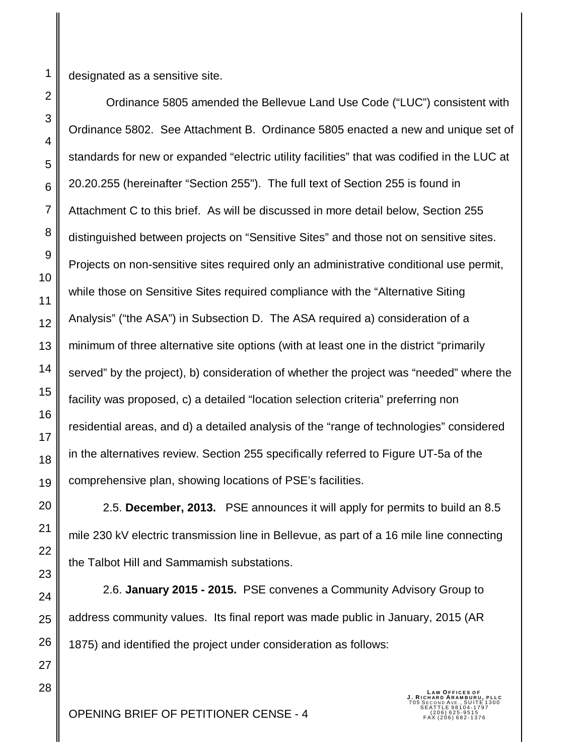designated as a sensitive site.

Ordinance 5805 amended the Bellevue Land Use Code ("LUC") consistent with Ordinance 5802. See Attachment B. Ordinance 5805 enacted a new and unique set of standards for new or expanded "electric utility facilities" that was codified in the LUC at 20.20.255 (hereinafter "Section 255"). The full text of Section 255 is found in Attachment C to this brief. As will be discussed in more detail below, Section 255 distinguished between projects on "Sensitive Sites" and those not on sensitive sites. Projects on non-sensitive sites required only an administrative conditional use permit, while those on Sensitive Sites required compliance with the "Alternative Siting Analysis" ("the ASA") in Subsection D. The ASA required a) consideration of a minimum of three alternative site options (with at least one in the district "primarily served" by the project), b) consideration of whether the project was "needed" where the facility was proposed, c) a detailed "location selection criteria" preferring non residential areas, and d) a detailed analysis of the "range of technologies" considered in the alternatives review. Section 255 specifically referred to Figure UT-5a of the comprehensive plan, showing locations of PSE's facilities.

2.5. **December, 2013.** PSE announces it will apply for permits to build an 8.5 mile 230 kV electric transmission line in Bellevue, as part of a 16 mile line connecting the Talbot Hill and Sammamish substations.

2.6. **January 2015 - 2015.** PSE convenes a Community Advisory Group to address community values. Its final report was made public in January, 2015 (AR 1875) and identified the project under consideration as follows: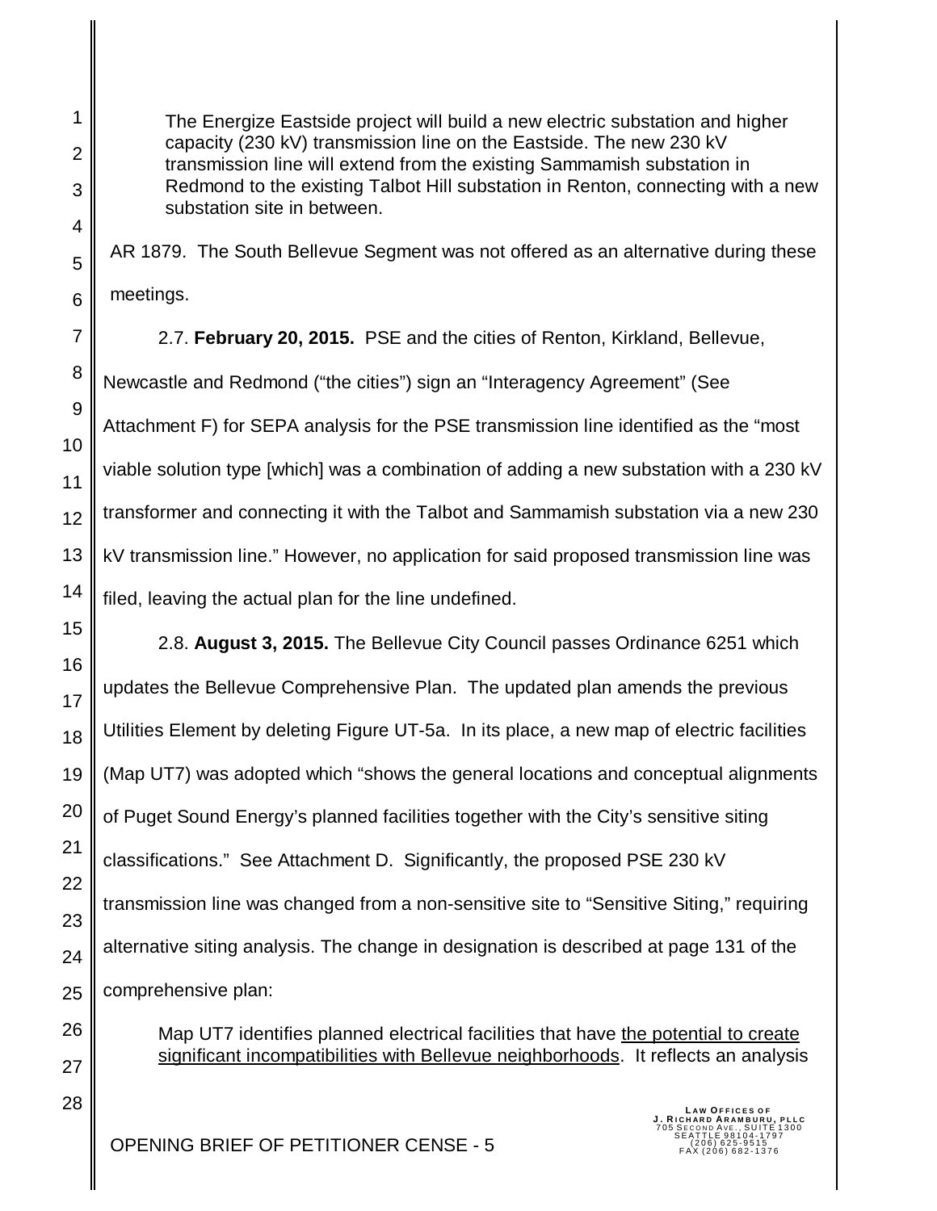> The Energize Eastside project will build a new electric substation and higher capacity (230 kV) transmission line on the Eastside. The new 230 kV transmission line will extend from the existing Sammamish substation in Redmond to the existing Talbot Hill substation in Renton, connecting with a new substation site in between.

AR 1879. The South Bellevue Segment was not offered as an alternative during these meetings.

2.7. **February 20, 2015.** PSE and the cities of Renton, Kirkland, Bellevue, Newcastle and Redmond ("the cities") sign an "Interagency Agreement" (See Attachment F) for SEPA analysis for the PSE transmission line identified as the "most viable solution type [which] was a combination of adding a new substation with a 230 kV transformer and connecting it with the Talbot and Sammamish substation via a new 230 kV transmission line." However, no application for said proposed transmission line was filed, leaving the actual plan for the line undefined.

2.8. **August 3, 2015.** The Bellevue City Council passes Ordinance 6251 which updates the Bellevue Comprehensive Plan. The updated plan amends the previous Utilities Element by deleting Figure UT-5a. In its place, a new map of electric facilities (Map UT7) was adopted which "shows the general locations and conceptual alignments of Puget Sound Energy's planned facilities together with the City's sensitive siting classifications." See Attachment D. Significantly, the proposed PSE 230 kV transmission line was changed from a non-sensitive site to "Sensitive Siting," requiring alternative siting analysis. The change in designation is described at page 131 of the comprehensive plan:

> Map UT7 identifies planned electrical facilities that have <u>the potential to create significant incompatibilities with Bellevue neighborhoods</u>. It reflects an analysis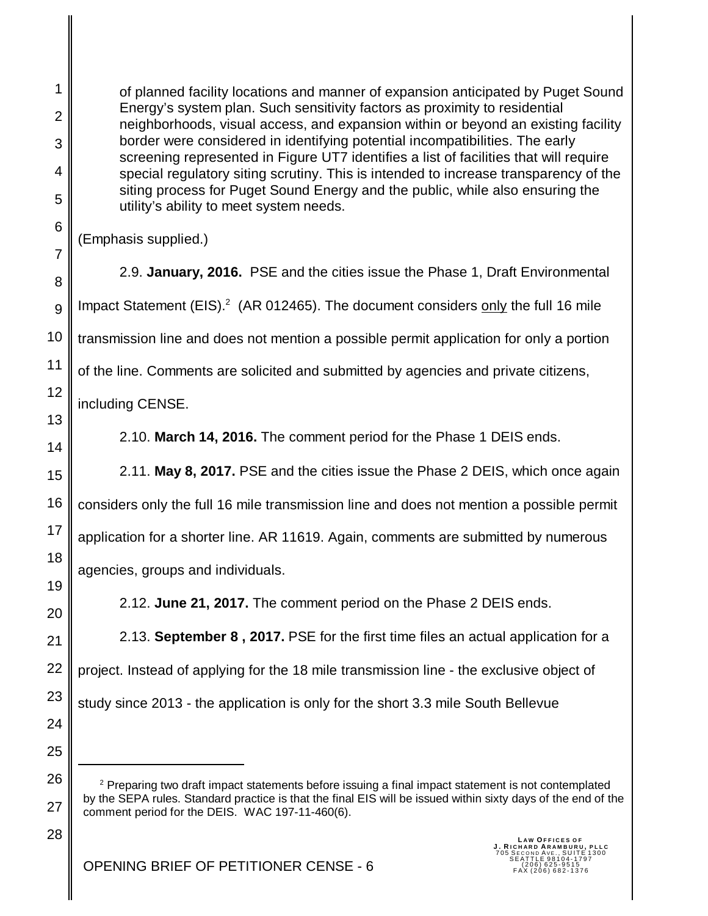> of planned facility locations and manner of expansion anticipated by Puget Sound Energy's system plan. Such sensitivity factors as proximity to residential neighborhoods, visual access, and expansion within or beyond an existing facility border were considered in identifying potential incompatibilities. The early screening represented in Figure UT7 identifies a list of facilities that will require special regulatory siting scrutiny. This is intended to increase transparency of the siting process for Puget Sound Energy and the public, while also ensuring the utility's ability to meet system needs.

(Emphasis supplied.)

2.9. **January, 2016.** PSE and the cities issue the Phase 1, Draft Environmental Impact Statement (EIS).[2] (AR 012465). The document considers only the full 16 mile transmission line and does not mention a possible permit application for only a portion of the line. Comments are solicited and submitted by agencies and private citizens, including CENSE.

2.10. **March 14, 2016.** The comment period for the Phase 1 DEIS ends.

2.11. **May 8, 2017.** PSE and the cities issue the Phase 2 DEIS, which once again considers only the full 16 mile transmission line and does not mention a possible permit application for a shorter line. AR 11619. Again, comments are submitted by numerous agencies, groups and individuals.

2.12. **June 21, 2017.** The comment period on the Phase 2 DEIS ends.

2.13. **September 8 , 2017.** PSE for the first time files an actual application for a project. Instead of applying for the 18 mile transmission line - the exclusive object of study since 2013 - the application is only for the short 3.3 mile South Bellevue

---

[2] Preparing two draft impact statements before issuing a final impact statement is not contemplated by the SEPA rules. Standard practice is that the final EIS will be issued within sixty days of the end of the comment period for the DEIS. WAC 197-11-460(6).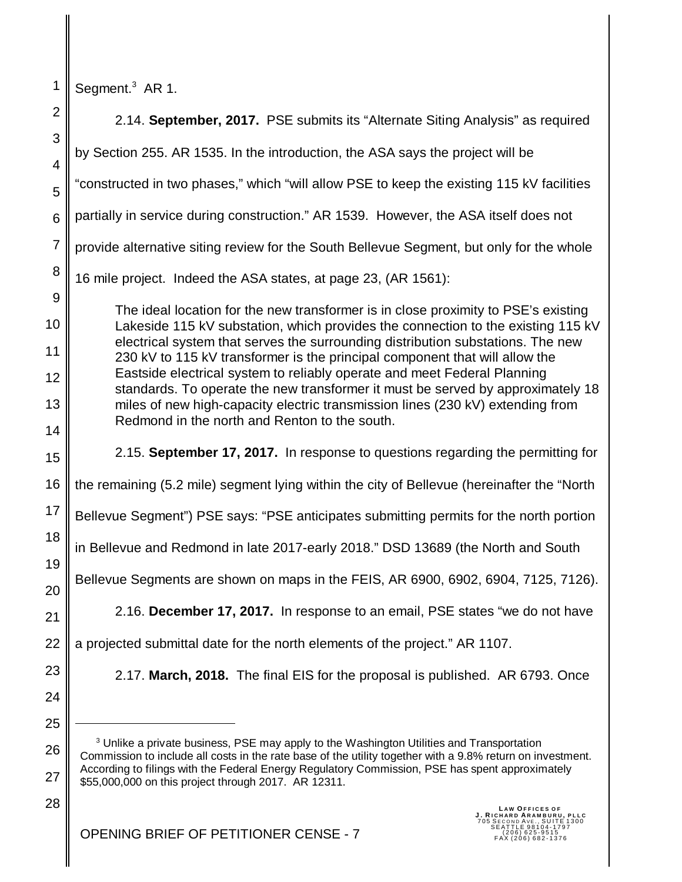Segment.[3] AR 1.

2.14. **September, 2017.** PSE submits its "Alternate Siting Analysis" as required by Section 255. AR 1535. In the introduction, the ASA says the project will be "constructed in two phases," which "will allow PSE to keep the existing 115 kV facilities partially in service during construction." AR 1539. However, the ASA itself does not provide alternative siting review for the South Bellevue Segment, but only for the whole 16 mile project. Indeed the ASA states, at page 23, (AR 1561):

> The ideal location for the new transformer is in close proximity to PSE's existing Lakeside 115 kV substation, which provides the connection to the existing 115 kV electrical system that serves the surrounding distribution substations. The new 230 kV to 115 kV transformer is the principal component that will allow the Eastside electrical system to reliably operate and meet Federal Planning standards. To operate the new transformer it must be served by approximately 18 miles of new high-capacity electric transmission lines (230 kV) extending from Redmond in the north and Renton to the south.

2.15. **September 17, 2017.** In response to questions regarding the permitting for the remaining (5.2 mile) segment lying within the city of Bellevue (hereinafter the "North Bellevue Segment") PSE says: "PSE anticipates submitting permits for the north portion in Bellevue and Redmond in late 2017-early 2018." DSD 13689 (the North and South Bellevue Segments are shown on maps in the FEIS, AR 6900, 6902, 6904, 7125, 7126).

2.16. **December 17, 2017.** In response to an email, PSE states "we do not have a projected submittal date for the north elements of the project." AR 1107.

2.17. **March, 2018.** The final EIS for the proposal is published. AR 6793. Once

[3] Unlike a private business, PSE may apply to the Washington Utilities and Transportation Commission to include all costs in the rate base of the utility together with a 9.8% return on investment. According to filings with the Federal Energy Regulatory Commission, PSE has spent approximately $55,000,000 on this project through 2017. AR 12311.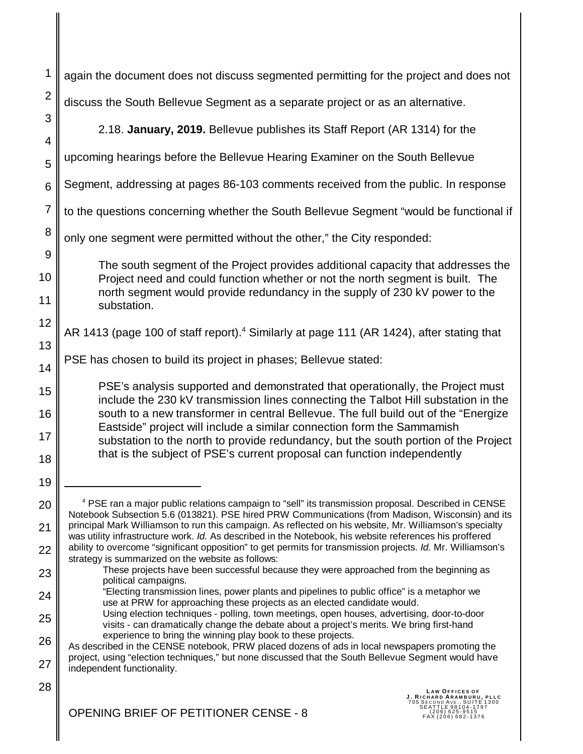again the document does not discuss segmented permitting for the project and does not discuss the South Bellevue Segment as a separate project or as an alternative.

2.18. **January, 2019.** Bellevue publishes its Staff Report (AR 1314) for the upcoming hearings before the Bellevue Hearing Examiner on the South Bellevue Segment, addressing at pages 86-103 comments received from the public. In response to the questions concerning whether the South Bellevue Segment "would be functional if only one segment were permitted without the other," the City responded:

> The south segment of the Project provides additional capacity that addresses the Project need and could function whether or not the north segment is built. The north segment would provide redundancy in the supply of 230 kV power to the substation.

AR 1413 (page 100 of staff report).[4] Similarly at page 111 (AR 1424), after stating that PSE has chosen to build its project in phases; Bellevue stated:

> PSE's analysis supported and demonstrated that operationally, the Project must include the 230 kV transmission lines connecting the Talbot Hill substation in the south to a new transformer in central Bellevue. The full build out of the "Energize Eastside" project will include a similar connection form the Sammamish substation to the north to provide redundancy, but the south portion of the Project that is the subject of PSE's current proposal can function independently

---

[4] PSE ran a major public relations campaign to "sell" its transmission proposal. Described in CENSE Notebook Subsection 5.6 (013821). PSE hired PRW Communications (from Madison, Wisconsin) and its principal Mark Williamson to run this campaign. As reflected on his website, Mr. Williamson's specialty was utility infrastructure work. *Id.* As described in the Notebook, his website references his proffered ability to overcome "significant opposition" to get permits for transmission projects. *Id.* Mr. Williamson's strategy is summarized on the website as follows:

> These projects have been successful because they were approached from the beginning as political campaigns.
> "Electing transmission lines, power plants and pipelines to public office" is a metaphor we use at PRW for approaching these projects as an elected candidate would.
> Using election techniques - polling, town meetings, open houses, advertising, door-to-door visits - can dramatically change the debate about a project's merits. We bring first-hand experience to bring the winning play book to these projects.

As described in the CENSE notebook, PRW placed dozens of ads in local newspapers promoting the project, using "election techniques," but none discussed that the South Bellevue Segment would have independent functionality.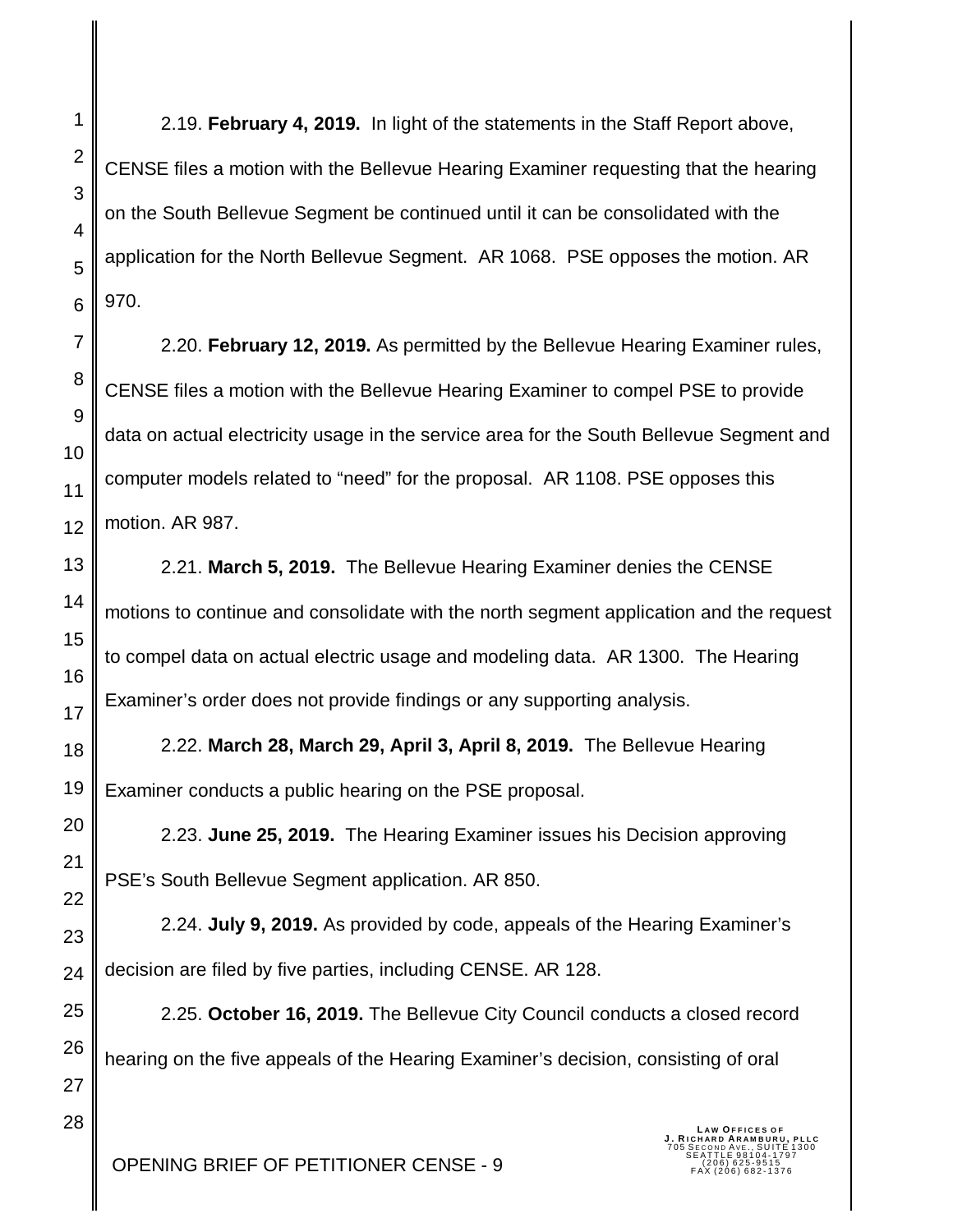2.19. **February 4, 2019.** In light of the statements in the Staff Report above, CENSE files a motion with the Bellevue Hearing Examiner requesting that the hearing on the South Bellevue Segment be continued until it can be consolidated with the application for the North Bellevue Segment. AR 1068. PSE opposes the motion. AR 970.

2.20. **February 12, 2019.** As permitted by the Bellevue Hearing Examiner rules, CENSE files a motion with the Bellevue Hearing Examiner to compel PSE to provide data on actual electricity usage in the service area for the South Bellevue Segment and computer models related to "need" for the proposal. AR 1108. PSE opposes this motion. AR 987.

2.21. **March 5, 2019.** The Bellevue Hearing Examiner denies the CENSE motions to continue and consolidate with the north segment application and the request to compel data on actual electric usage and modeling data. AR 1300. The Hearing Examiner's order does not provide findings or any supporting analysis.

2.22. **March 28, March 29, April 3, April 8, 2019.** The Bellevue Hearing Examiner conducts a public hearing on the PSE proposal.

2.23. **June 25, 2019.** The Hearing Examiner issues his Decision approving PSE's South Bellevue Segment application. AR 850.

2.24. **July 9, 2019.** As provided by code, appeals of the Hearing Examiner's decision are filed by five parties, including CENSE. AR 128.

2.25. **October 16, 2019.** The Bellevue City Council conducts a closed record hearing on the five appeals of the Hearing Examiner's decision, consisting of oral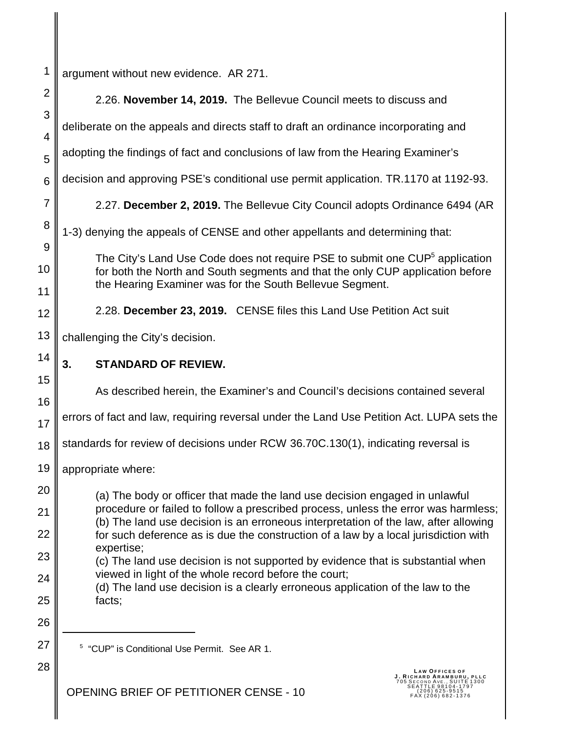argument without new evidence. AR 271.

2.26. **November 14, 2019.** The Bellevue Council meets to discuss and deliberate on the appeals and directs staff to draft an ordinance incorporating and adopting the findings of fact and conclusions of law from the Hearing Examiner's decision and approving PSE's conditional use permit application. TR.1170 at 1192-93.

2.27. **December 2, 2019.** The Bellevue City Council adopts Ordinance 6494 (AR 1-3) denying the appeals of CENSE and other appellants and determining that:

> The City's Land Use Code does not require PSE to submit one CUP[5] application for both the North and South segments and that the only CUP application before the Hearing Examiner was for the South Bellevue Segment.

2.28. **December 23, 2019.** CENSE files this Land Use Petition Act suit challenging the City's decision.

## 3. STANDARD OF REVIEW.

As described herein, the Examiner's and Council's decisions contained several errors of fact and law, requiring reversal under the Land Use Petition Act. LUPA sets the standards for review of decisions under RCW 36.70C.130(1), indicating reversal is appropriate where:

> (a) The body or officer that made the land use decision engaged in unlawful procedure or failed to follow a prescribed process, unless the error was harmless;
> (b) The land use decision is an erroneous interpretation of the law, after allowing for such deference as is due the construction of a law by a local jurisdiction with expertise;
> (c) The land use decision is not supported by evidence that is substantial when viewed in light of the whole record before the court;
> (d) The land use decision is a clearly erroneous application of the law to the facts;

[5] "CUP" is Conditional Use Permit. See AR 1.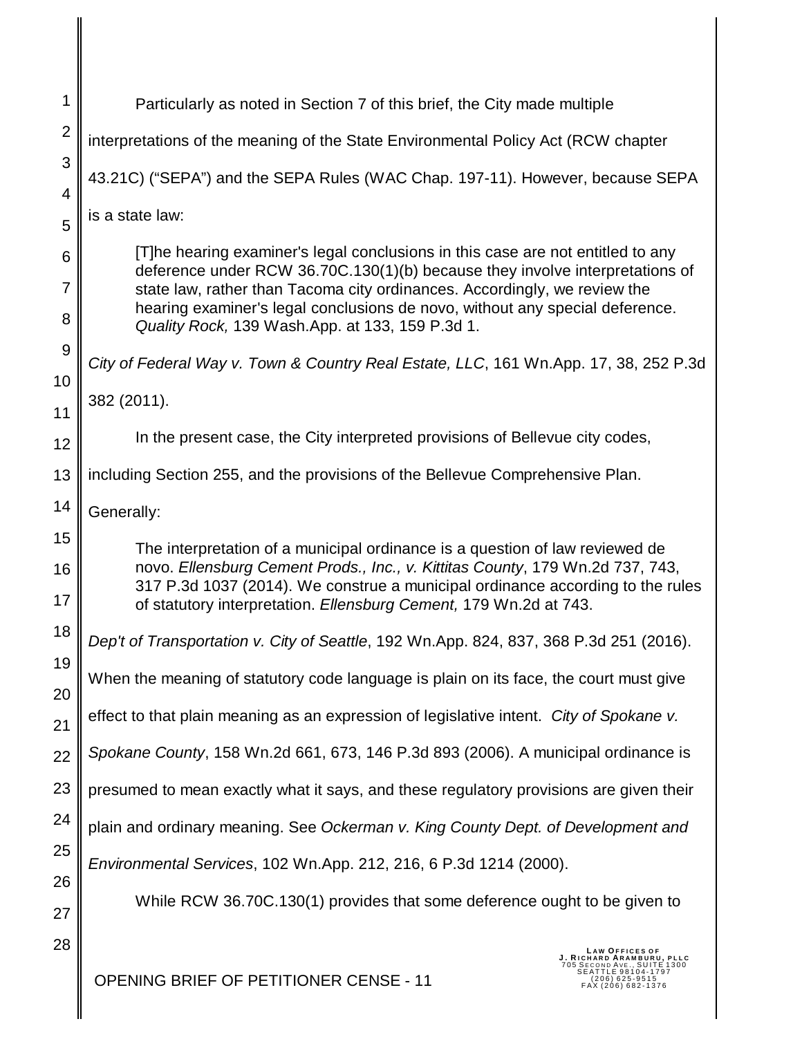Particularly as noted in Section 7 of this brief, the City made multiple interpretations of the meaning of the State Environmental Policy Act (RCW chapter 43.21C) ("SEPA") and the SEPA Rules (WAC Chap. 197-11). However, because SEPA is a state law:

> [T]he hearing examiner's legal conclusions in this case are not entitled to any deference under RCW 36.70C.130(1)(b) because they involve interpretations of state law, rather than Tacoma city ordinances. Accordingly, we review the hearing examiner's legal conclusions de novo, without any special deference. *Quality Rock,* 139 Wash.App. at 133, 159 P.3d 1.

*City of Federal Way v. Town & Country Real Estate, LLC*, 161 Wn.App. 17, 38, 252 P.3d 382 (2011).

In the present case, the City interpreted provisions of Bellevue city codes, including Section 255, and the provisions of the Bellevue Comprehensive Plan. Generally:

> The interpretation of a municipal ordinance is a question of law reviewed de novo. *Ellensburg Cement Prods., Inc., v. Kittitas County*, 179 Wn.2d 737, 743, 317 P.3d 1037 (2014). We construe a municipal ordinance according to the rules of statutory interpretation. *Ellensburg Cement,* 179 Wn.2d at 743.

*Dep't of Transportation v. City of Seattle*, 192 Wn.App. 824, 837, 368 P.3d 251 (2016). When the meaning of statutory code language is plain on its face, the court must give effect to that plain meaning as an expression of legislative intent. *City of Spokane v. Spokane County*, 158 Wn.2d 661, 673, 146 P.3d 893 (2006). A municipal ordinance is presumed to mean exactly what it says, and these regulatory provisions are given their plain and ordinary meaning. See *Ockerman v. King County Dept. of Development and Environmental Services*, 102 Wn.App. 212, 216, 6 P.3d 1214 (2000).

While RCW 36.70C.130(1) provides that some deference ought to be given to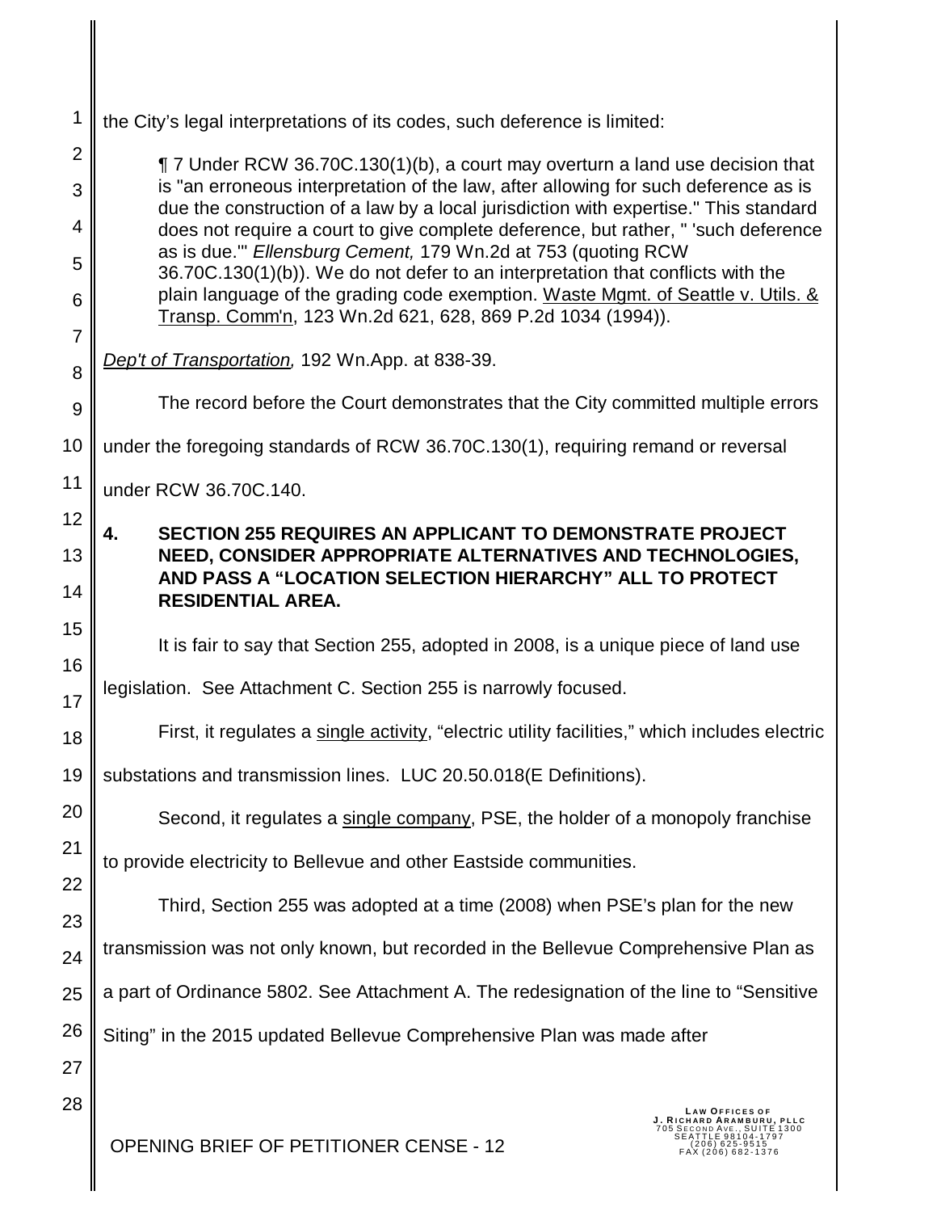the City's legal interpretations of its codes, such deference is limited:

> ¶ 7 Under RCW 36.70C.130(1)(b), a court may overturn a land use decision that is "an erroneous interpretation of the law, after allowing for such deference as is due the construction of a law by a local jurisdiction with expertise." This standard does not require a court to give complete deference, but rather, " 'such deference as is due.'" *Ellensburg Cement,* 179 Wn.2d at 753 (quoting RCW 36.70C.130(1)(b)). We do not defer to an interpretation that conflicts with the plain language of the grading code exemption. Waste Mgmt. of Seattle v. Utils. & Transp. Comm'n, 123 Wn.2d 621, 628, 869 P.2d 1034 (1994)).

*Dep't of Transportation,* 192 Wn.App. at 838-39.

The record before the Court demonstrates that the City committed multiple errors under the foregoing standards of RCW 36.70C.130(1), requiring remand or reversal under RCW 36.70C.140.

## 4. SECTION 255 REQUIRES AN APPLICANT TO DEMONSTRATE PROJECT NEED, CONSIDER APPROPRIATE ALTERNATIVES AND TECHNOLOGIES, AND PASS A "LOCATION SELECTION HIERARCHY" ALL TO PROTECT RESIDENTIAL AREA.

It is fair to say that Section 255, adopted in 2008, is a unique piece of land use legislation. See Attachment C. Section 255 is narrowly focused.

First, it regulates a single activity, "electric utility facilities," which includes electric substations and transmission lines. LUC 20.50.018(E Definitions).

Second, it regulates a single company, PSE, the holder of a monopoly franchise to provide electricity to Bellevue and other Eastside communities.

Third, Section 255 was adopted at a time (2008) when PSE's plan for the new transmission was not only known, but recorded in the Bellevue Comprehensive Plan as a part of Ordinance 5802. See Attachment A. The redesignation of the line to "Sensitive Siting" in the 2015 updated Bellevue Comprehensive Plan was made after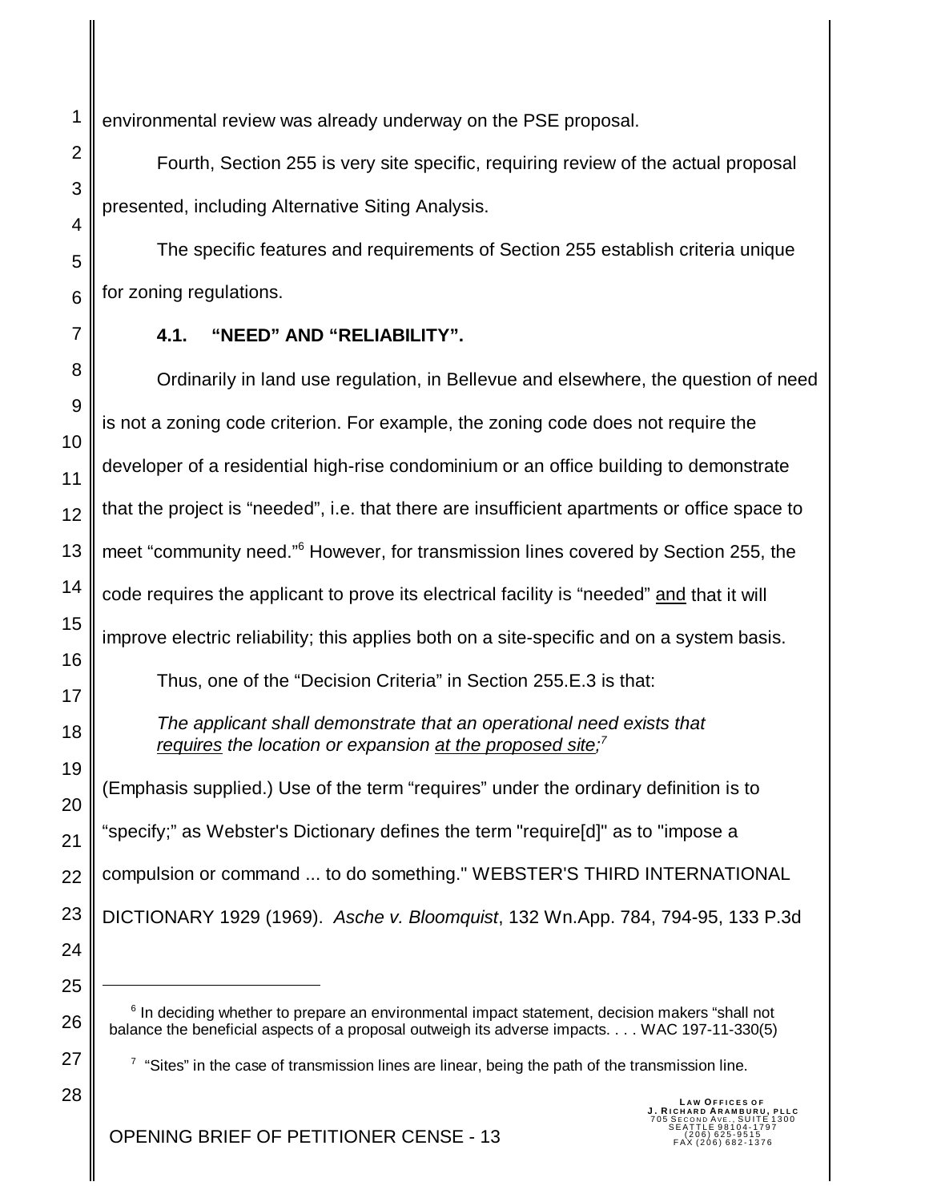environmental review was already underway on the PSE proposal.

Fourth, Section 255 is very site specific, requiring review of the actual proposal presented, including Alternative Siting Analysis.

The specific features and requirements of Section 255 establish criteria unique for zoning regulations.

### 4.1. "NEED" AND "RELIABILITY".

Ordinarily in land use regulation, in Bellevue and elsewhere, the question of need is not a zoning code criterion. For example, the zoning code does not require the developer of a residential high-rise condominium or an office building to demonstrate that the project is "needed", i.e. that there are insufficient apartments or office space to meet "community need."[6] However, for transmission lines covered by Section 255, the code requires the applicant to prove its electrical facility is "needed" <u>and</u> that it will improve electric reliability; this applies both on a site-specific and on a system basis.

Thus, one of the "Decision Criteria" in Section 255.E.3 is that:

> *The applicant shall demonstrate that an operational need exists that <u>requires</u> the location or expansion <u>at the proposed site</u>;*[7]

(Emphasis supplied.) Use of the term "requires" under the ordinary definition is to "specify;" as Webster's Dictionary defines the term "require[d]" as to "impose a compulsion or command ... to do something." WEBSTER'S THIRD INTERNATIONAL DICTIONARY 1929 (1969). *Asche v. Bloomquist*, 132 Wn.App. 784, 794-95, 133 P.3d

---

[6] In deciding whether to prepare an environmental impact statement, decision makers "shall not balance the beneficial aspects of a proposal outweigh its adverse impacts. . . . WAC 197-11-330(5)

[7] "Sites" in the case of transmission lines are linear, being the path of the transmission line.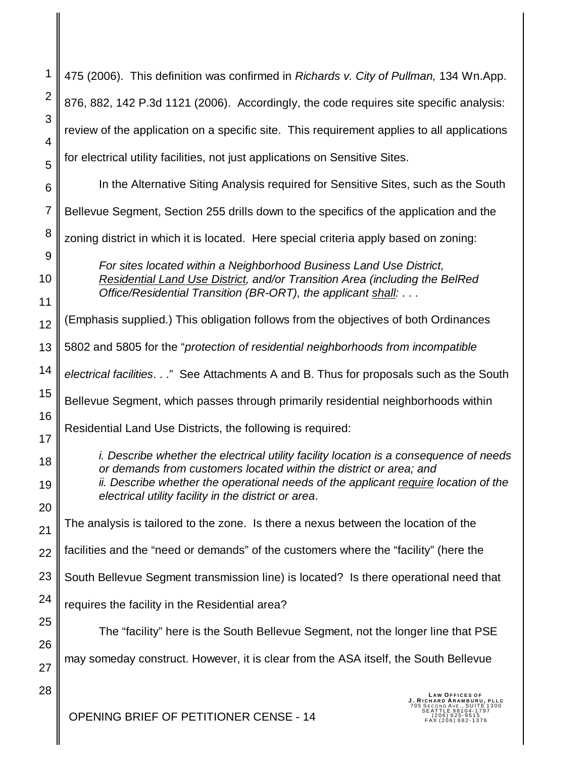475 (2006). This definition was confirmed in *Richards v. City of Pullman,* 134 Wn.App. 876, 882, 142 P.3d 1121 (2006). Accordingly, the code requires site specific analysis: review of the application on a specific site. This requirement applies to all applications for electrical utility facilities, not just applications on Sensitive Sites.

In the Alternative Siting Analysis required for Sensitive Sites, such as the South Bellevue Segment, Section 255 drills down to the specifics of the application and the zoning district in which it is located. Here special criteria apply based on zoning:

> *For sites located within a Neighborhood Business Land Use District, <u>Residential Land Use District</u>, and/or Transition Area (including the BelRed Office/Residential Transition (BR-ORT), the applicant <u>shall</u>:* . . .

(Emphasis supplied.) This obligation follows from the objectives of both Ordinances 5802 and 5805 for the "*protection of residential neighborhoods from incompatible electrical facilities*. . ." See Attachments A and B. Thus for proposals such as the South Bellevue Segment, which passes through primarily residential neighborhoods within Residential Land Use Districts, the following is required:

> *i. Describe whether the electrical utility facility location is a consequence of needs or demands from customers located within the district or area; and*
> *ii. Describe whether the operational needs of the applicant <u>require</u> location of the electrical utility facility in the district or area*.

The analysis is tailored to the zone. Is there a nexus between the location of the facilities and the "need or demands" of the customers where the "facility" (here the South Bellevue Segment transmission line) is located? Is there operational need that requires the facility in the Residential area?

The "facility" here is the South Bellevue Segment, not the longer line that PSE may someday construct. However, it is clear from the ASA itself, the South Bellevue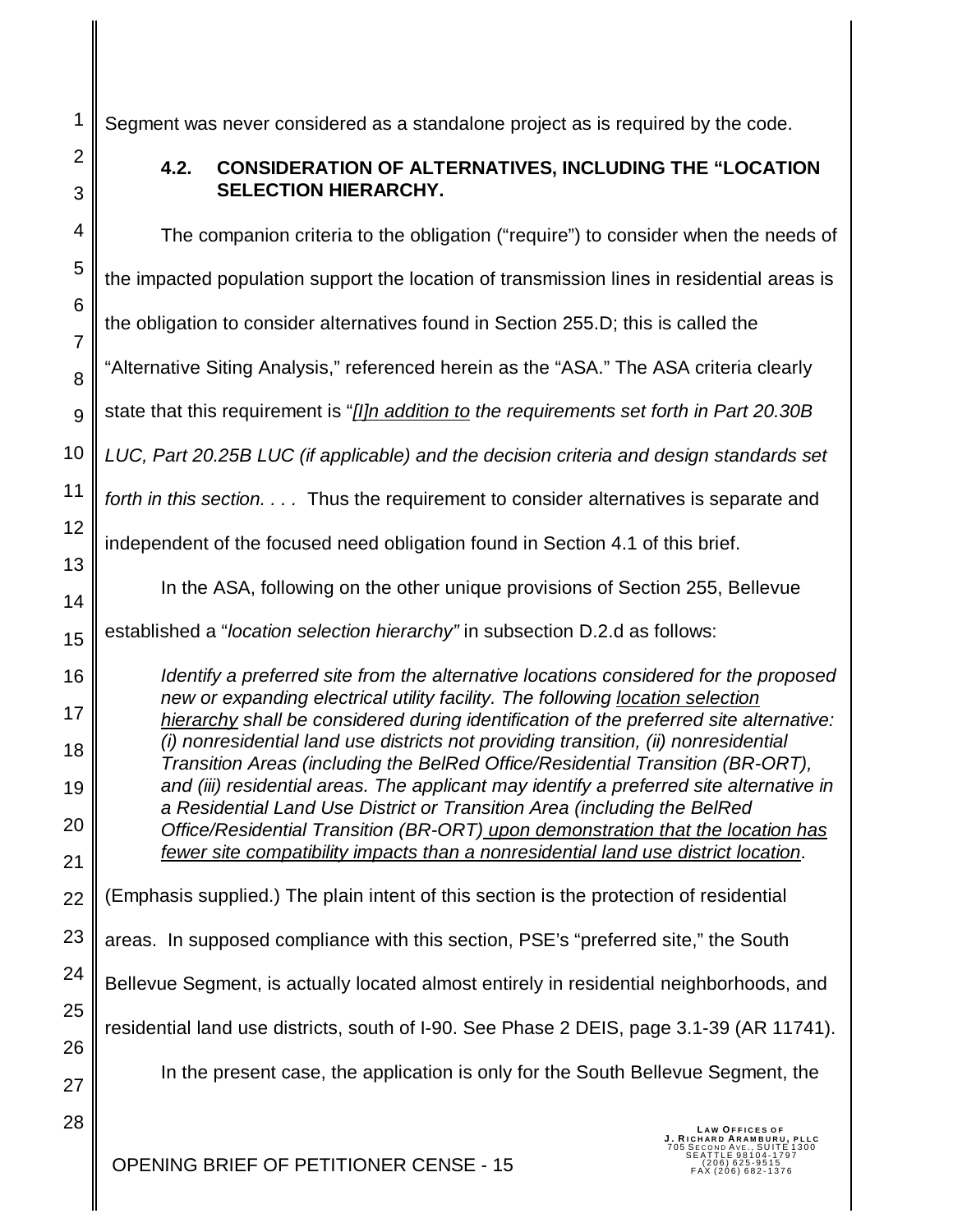Segment was never considered as a standalone project as is required by the code.

### 4.2. CONSIDERATION OF ALTERNATIVES, INCLUDING THE "LOCATION SELECTION HIERARCHY.

The companion criteria to the obligation ("require") to consider when the needs of the impacted population support the location of transmission lines in residential areas is the obligation to consider alternatives found in Section 255.D; this is called the "Alternative Siting Analysis," referenced herein as the "ASA." The ASA criteria clearly state that this requirement is "*[I]n addition to the requirements set forth in Part 20.30B LUC, Part 20.25B LUC (if applicable) and the decision criteria and design standards set forth in this section. . . .* Thus the requirement to consider alternatives is separate and independent of the focused need obligation found in Section 4.1 of this brief.

In the ASA, following on the other unique provisions of Section 255, Bellevue established a "*location selection hierarchy"* in subsection D.2.d as follows:

> *Identify a preferred site from the alternative locations considered for the proposed new or expanding electrical utility facility. The following location selection hierarchy shall be considered during identification of the preferred site alternative: (i) nonresidential land use districts not providing transition, (ii) nonresidential Transition Areas (including the BelRed Office/Residential Transition (BR-ORT), and (iii) residential areas. The applicant may identify a preferred site alternative in a Residential Land Use District or Transition Area (including the BelRed Office/Residential Transition (BR-ORT) upon demonstration that the location has fewer site compatibility impacts than a nonresidential land use district location*.

(Emphasis supplied.) The plain intent of this section is the protection of residential areas. In supposed compliance with this section, PSE's "preferred site," the South Bellevue Segment, is actually located almost entirely in residential neighborhoods, and residential land use districts, south of I-90. See Phase 2 DEIS, page 3.1-39 (AR 11741).

In the present case, the application is only for the South Bellevue Segment, the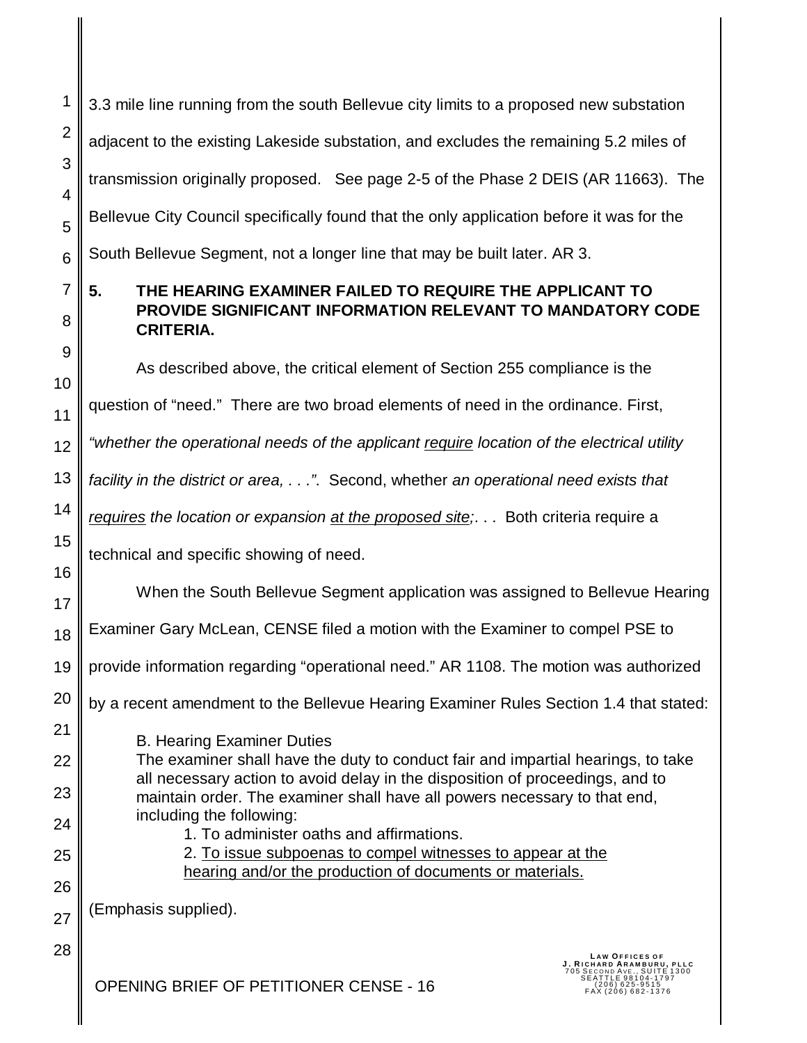3.3 mile line running from the south Bellevue city limits to a proposed new substation adjacent to the existing Lakeside substation, and excludes the remaining 5.2 miles of transmission originally proposed. See page 2-5 of the Phase 2 DEIS (AR 11663). The Bellevue City Council specifically found that the only application before it was for the South Bellevue Segment, not a longer line that may be built later. AR 3.

**5. THE HEARING EXAMINER FAILED TO REQUIRE THE APPLICANT TO PROVIDE SIGNIFICANT INFORMATION RELEVANT TO MANDATORY CODE CRITERIA.**

As described above, the critical element of Section 255 compliance is the question of "need." There are two broad elements of need in the ordinance. First, *"whether the operational needs of the applicant require location of the electrical utility facility in the district or area, . . ."*. Second, whether *an operational need exists that requires the location or expansion at the proposed site;*. . . Both criteria require a technical and specific showing of need.

When the South Bellevue Segment application was assigned to Bellevue Hearing Examiner Gary McLean, CENSE filed a motion with the Examiner to compel PSE to provide information regarding "operational need." AR 1108. The motion was authorized by a recent amendment to the Bellevue Hearing Examiner Rules Section 1.4 that stated:

> B. Hearing Examiner Duties
> The examiner shall have the duty to conduct fair and impartial hearings, to take all necessary action to avoid delay in the disposition of proceedings, and to maintain order. The examiner shall have all powers necessary to that end, including the following:
> 1. To administer oaths and affirmations.
> 2. To issue subpoenas to compel witnesses to appear at the hearing and/or the production of documents or materials.

(Emphasis supplied).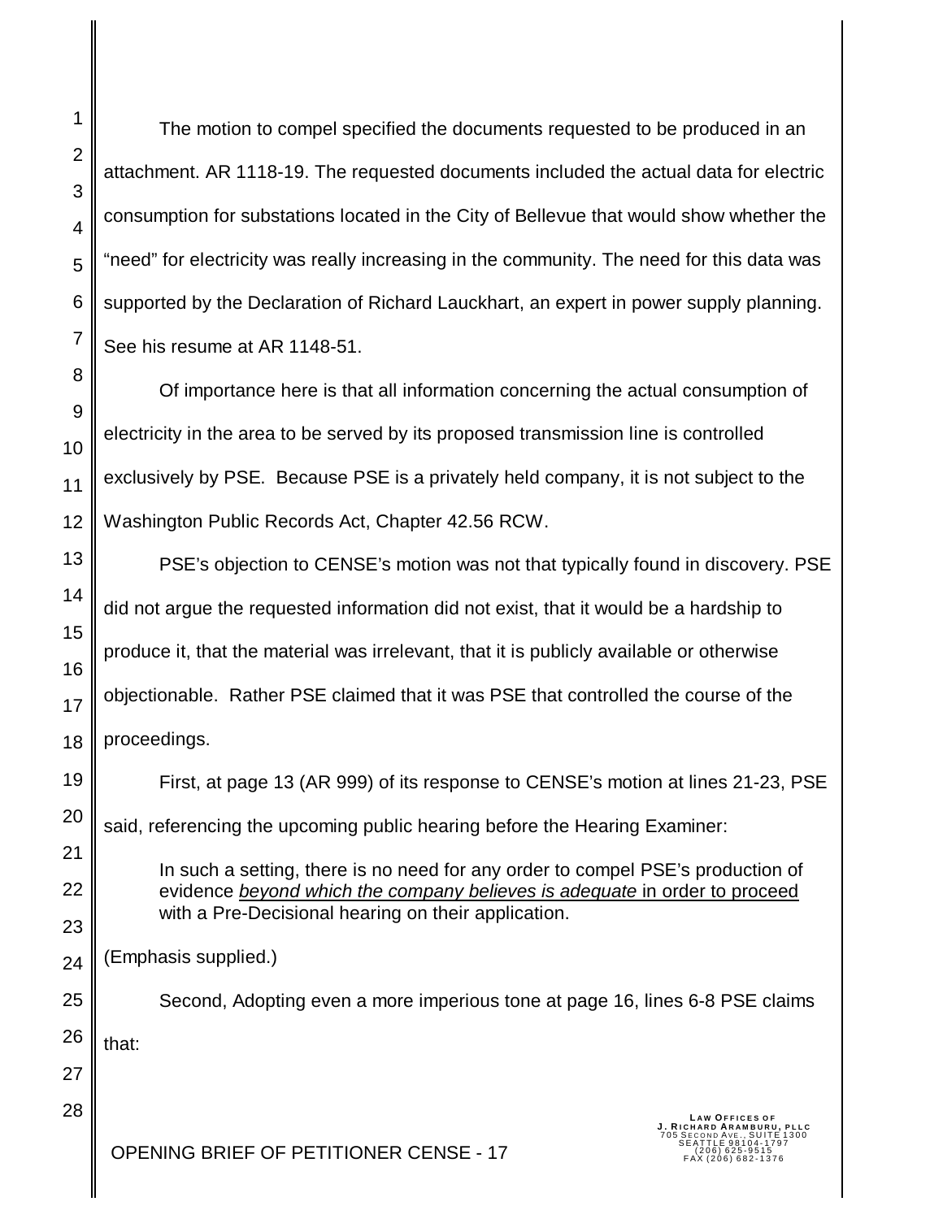The motion to compel specified the documents requested to be produced in an attachment. AR 1118-19. The requested documents included the actual data for electric consumption for substations located in the City of Bellevue that would show whether the "need" for electricity was really increasing in the community. The need for this data was supported by the Declaration of Richard Lauckhart, an expert in power supply planning. See his resume at AR 1148-51.

Of importance here is that all information concerning the actual consumption of electricity in the area to be served by its proposed transmission line is controlled exclusively by PSE. Because PSE is a privately held company, it is not subject to the Washington Public Records Act, Chapter 42.56 RCW.

PSE's objection to CENSE's motion was not that typically found in discovery. PSE did not argue the requested information did not exist, that it would be a hardship to produce it, that the material was irrelevant, that it is publicly available or otherwise objectionable. Rather PSE claimed that it was PSE that controlled the course of the proceedings.

First, at page 13 (AR 999) of its response to CENSE's motion at lines 21-23, PSE said, referencing the upcoming public hearing before the Hearing Examiner:

> In such a setting, there is no need for any order to compel PSE's production of evidence *beyond which the company believes is adequate* in order to proceed with a Pre-Decisional hearing on their application.

(Emphasis supplied.)

Second, Adopting even a more imperious tone at page 16, lines 6-8 PSE claims that: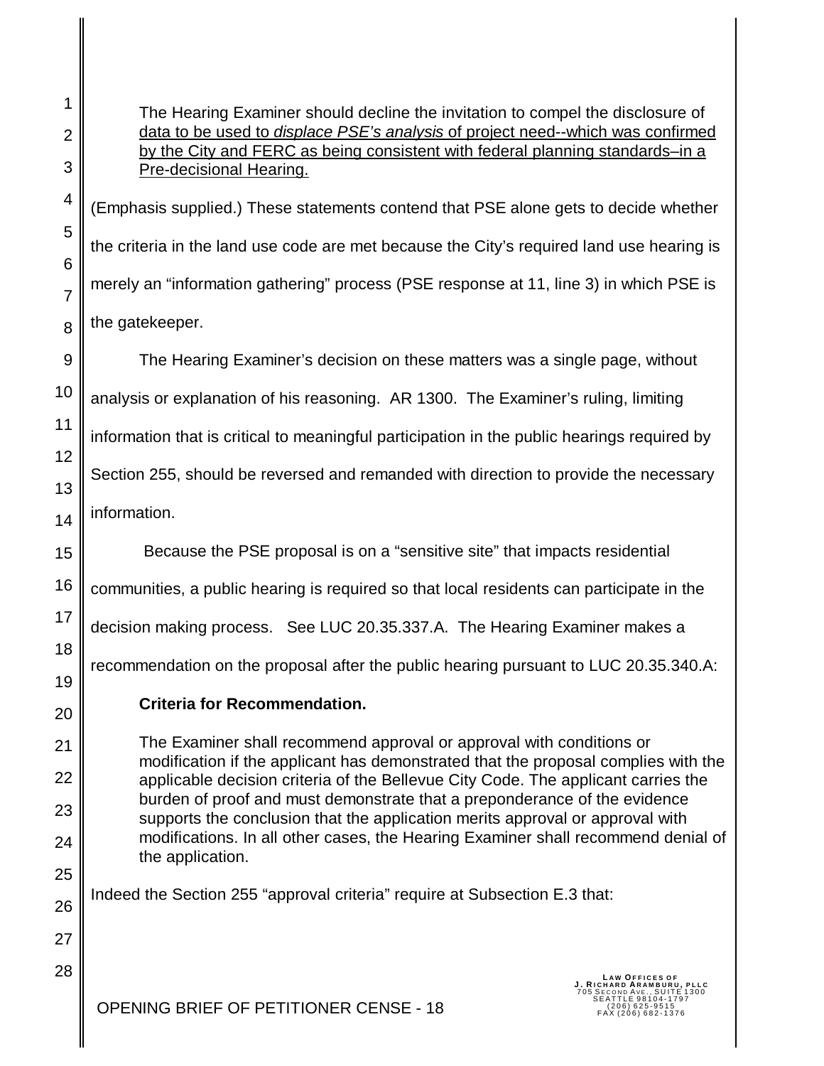> The Hearing Examiner should decline the invitation to compel the disclosure of <u>data to be used to *displace PSE's analysis* of project need--which was confirmed by the City and FERC as being consistent with federal planning standards–in a Pre-decisional Hearing.</u>

(Emphasis supplied.) These statements contend that PSE alone gets to decide whether the criteria in the land use code are met because the City's required land use hearing is merely an "information gathering" process (PSE response at 11, line 3) in which PSE is the gatekeeper.

The Hearing Examiner's decision on these matters was a single page, without analysis or explanation of his reasoning. AR 1300. The Examiner's ruling, limiting information that is critical to meaningful participation in the public hearings required by Section 255, should be reversed and remanded with direction to provide the necessary information.

Because the PSE proposal is on a "sensitive site" that impacts residential communities, a public hearing is required so that local residents can participate in the decision making process. See LUC 20.35.337.A. The Hearing Examiner makes a recommendation on the proposal after the public hearing pursuant to LUC 20.35.340.A:

> **Criteria for Recommendation.**
>
> The Examiner shall recommend approval or approval with conditions or modification if the applicant has demonstrated that the proposal complies with the applicable decision criteria of the Bellevue City Code. The applicant carries the burden of proof and must demonstrate that a preponderance of the evidence supports the conclusion that the application merits approval or approval with modifications. In all other cases, the Hearing Examiner shall recommend denial of the application.

Indeed the Section 255 "approval criteria" require at Subsection E.3 that: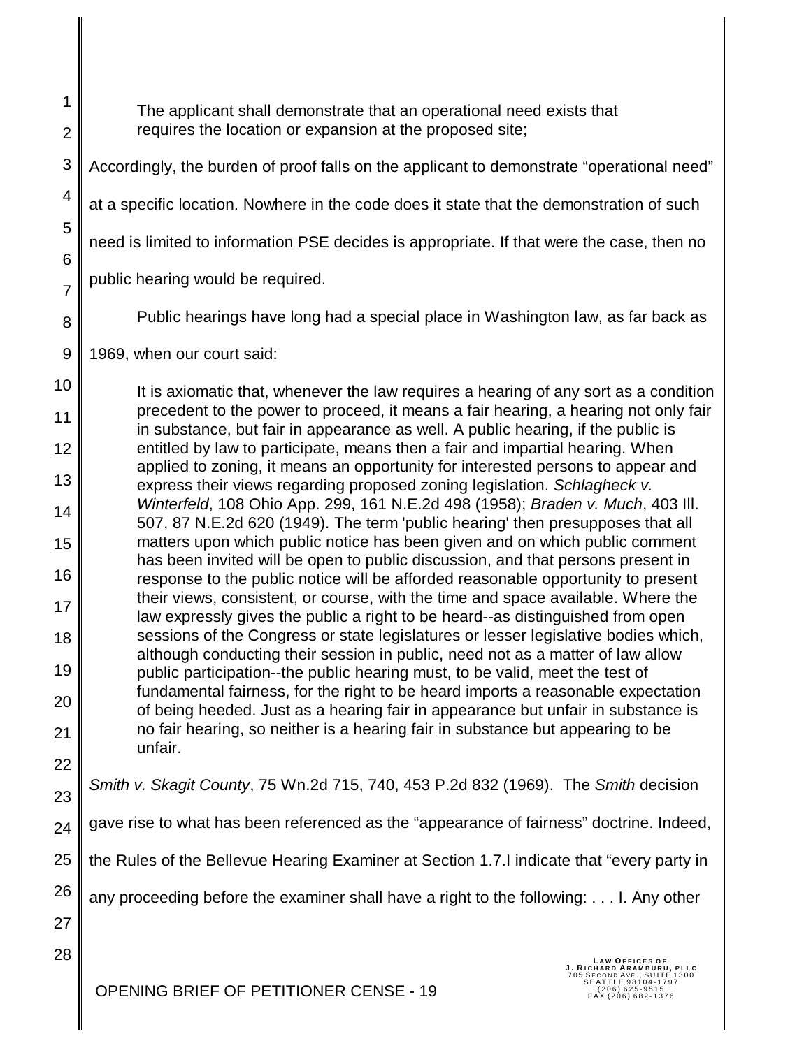> The applicant shall demonstrate that an operational need exists that requires the location or expansion at the proposed site;

Accordingly, the burden of proof falls on the applicant to demonstrate "operational need" at a specific location. Nowhere in the code does it state that the demonstration of such need is limited to information PSE decides is appropriate. If that were the case, then no public hearing would be required.

Public hearings have long had a special place in Washington law, as far back as 1969, when our court said:

> It is axiomatic that, whenever the law requires a hearing of any sort as a condition precedent to the power to proceed, it means a fair hearing, a hearing not only fair in substance, but fair in appearance as well. A public hearing, if the public is entitled by law to participate, means then a fair and impartial hearing. When applied to zoning, it means an opportunity for interested persons to appear and express their views regarding proposed zoning legislation. *Schlagheck v. Winterfeld*, 108 Ohio App. 299, 161 N.E.2d 498 (1958); *Braden v. Much*, 403 Ill. 507, 87 N.E.2d 620 (1949). The term 'public hearing' then presupposes that all matters upon which public notice has been given and on which public comment has been invited will be open to public discussion, and that persons present in response to the public notice will be afforded reasonable opportunity to present their views, consistent, or course, with the time and space available. Where the law expressly gives the public a right to be heard--as distinguished from open sessions of the Congress or state legislatures or lesser legislative bodies which, although conducting their session in public, need not as a matter of law allow public participation--the public hearing must, to be valid, meet the test of fundamental fairness, for the right to be heard imports a reasonable expectation of being heeded. Just as a hearing fair in appearance but unfair in substance is no fair hearing, so neither is a hearing fair in substance but appearing to be unfair.

*Smith v. Skagit County*, 75 Wn.2d 715, 740, 453 P.2d 832 (1969). The *Smith* decision gave rise to what has been referenced as the "appearance of fairness" doctrine. Indeed, the Rules of the Bellevue Hearing Examiner at Section 1.7.I indicate that "every party in any proceeding before the examiner shall have a right to the following: . . . I. Any other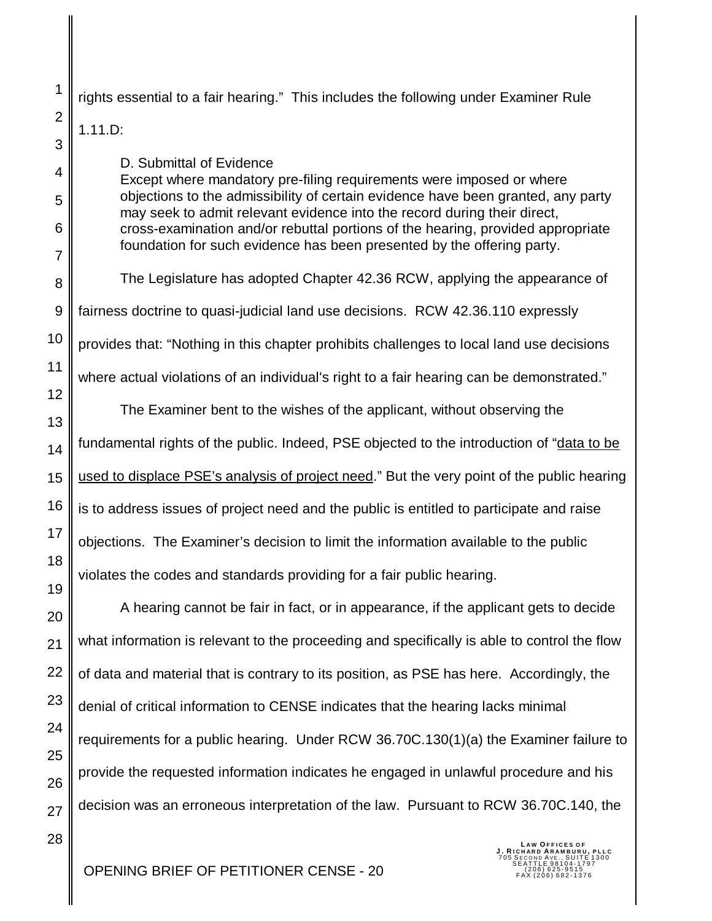rights essential to a fair hearing." This includes the following under Examiner Rule 1.11.D:

> D. Submittal of Evidence
> Except where mandatory pre-filing requirements were imposed or where objections to the admissibility of certain evidence have been granted, any party may seek to admit relevant evidence into the record during their direct, cross-examination and/or rebuttal portions of the hearing, provided appropriate foundation for such evidence has been presented by the offering party.

The Legislature has adopted Chapter 42.36 RCW, applying the appearance of fairness doctrine to quasi-judicial land use decisions. RCW 42.36.110 expressly provides that: "Nothing in this chapter prohibits challenges to local land use decisions where actual violations of an individual's right to a fair hearing can be demonstrated."

The Examiner bent to the wishes of the applicant, without observing the fundamental rights of the public. Indeed, PSE objected to the introduction of "<u>data to be used to displace PSE's analysis of project need</u>." But the very point of the public hearing is to address issues of project need and the public is entitled to participate and raise objections. The Examiner's decision to limit the information available to the public violates the codes and standards providing for a fair public hearing.

A hearing cannot be fair in fact, or in appearance, if the applicant gets to decide what information is relevant to the proceeding and specifically is able to control the flow of data and material that is contrary to its position, as PSE has here. Accordingly, the denial of critical information to CENSE indicates that the hearing lacks minimal requirements for a public hearing. Under RCW 36.70C.130(1)(a) the Examiner failure to provide the requested information indicates he engaged in unlawful procedure and his decision was an erroneous interpretation of the law. Pursuant to RCW 36.70C.140, the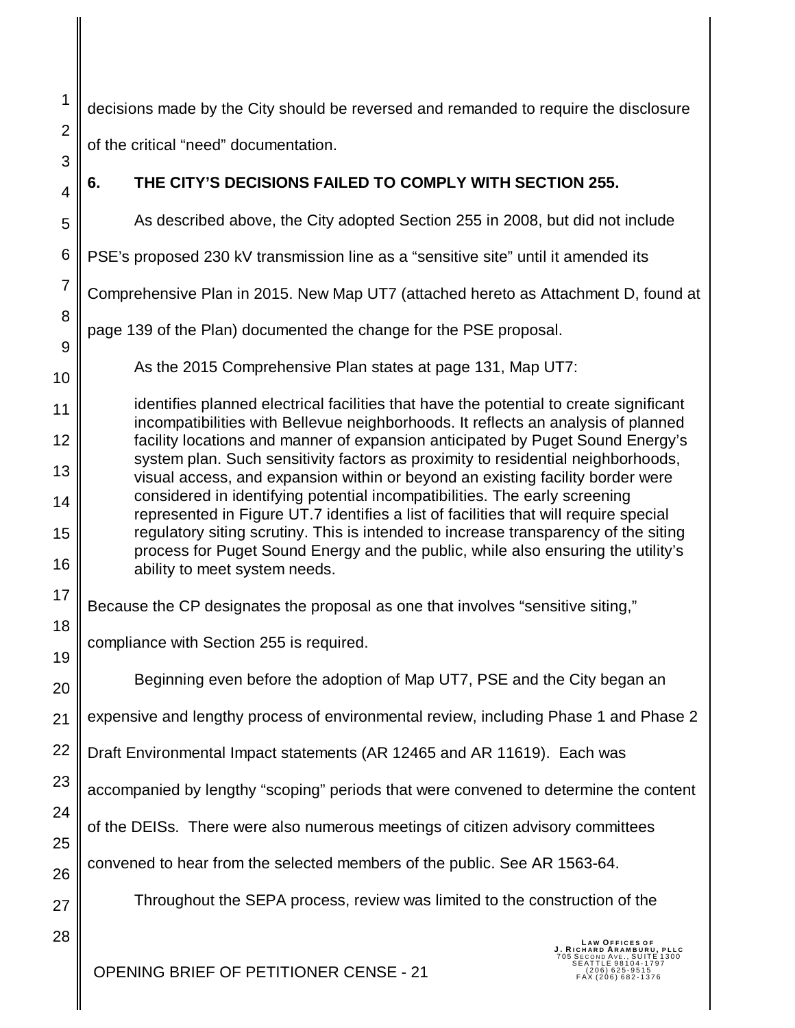decisions made by the City should be reversed and remanded to require the disclosure of the critical "need" documentation.

## 6. THE CITY'S DECISIONS FAILED TO COMPLY WITH SECTION 255.

As described above, the City adopted Section 255 in 2008, but did not include PSE's proposed 230 kV transmission line as a "sensitive site" until it amended its Comprehensive Plan in 2015. New Map UT7 (attached hereto as Attachment D, found at page 139 of the Plan) documented the change for the PSE proposal.

As the 2015 Comprehensive Plan states at page 131, Map UT7:

> identifies planned electrical facilities that have the potential to create significant incompatibilities with Bellevue neighborhoods. It reflects an analysis of planned facility locations and manner of expansion anticipated by Puget Sound Energy's system plan. Such sensitivity factors as proximity to residential neighborhoods, visual access, and expansion within or beyond an existing facility border were considered in identifying potential incompatibilities. The early screening represented in Figure UT.7 identifies a list of facilities that will require special regulatory siting scrutiny. This is intended to increase transparency of the siting process for Puget Sound Energy and the public, while also ensuring the utility's ability to meet system needs.

Because the CP designates the proposal as one that involves "sensitive siting," compliance with Section 255 is required.

Beginning even before the adoption of Map UT7, PSE and the City began an expensive and lengthy process of environmental review, including Phase 1 and Phase 2 Draft Environmental Impact statements (AR 12465 and AR 11619). Each was accompanied by lengthy "scoping" periods that were convened to determine the content of the DEISs. There were also numerous meetings of citizen advisory committees convened to hear from the selected members of the public. See AR 1563-64.

Throughout the SEPA process, review was limited to the construction of the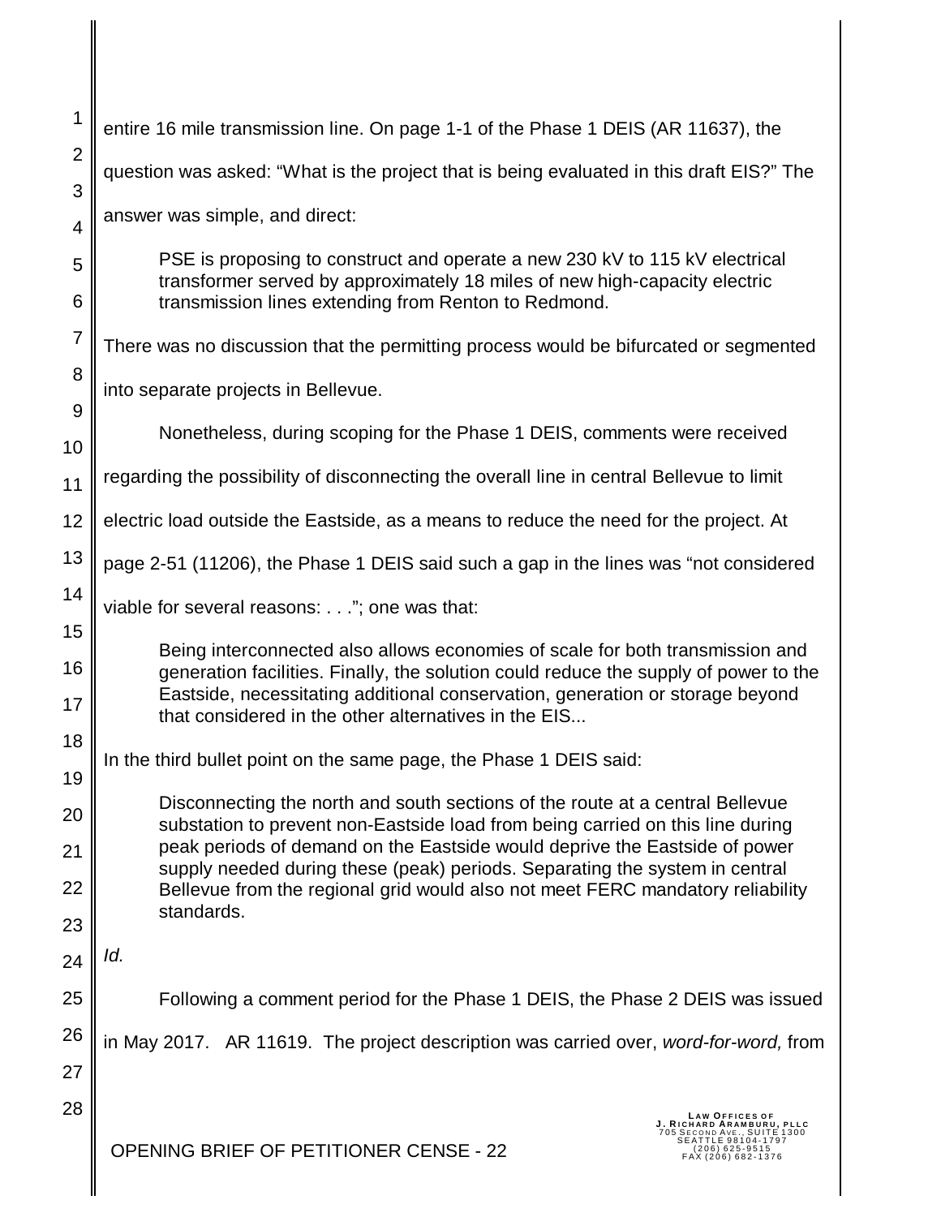entire 16 mile transmission line. On page 1-1 of the Phase 1 DEIS (AR 11637), the question was asked: "What is the project that is being evaluated in this draft EIS?" The answer was simple, and direct:

> PSE is proposing to construct and operate a new 230 kV to 115 kV electrical transformer served by approximately 18 miles of new high-capacity electric transmission lines extending from Renton to Redmond.

There was no discussion that the permitting process would be bifurcated or segmented into separate projects in Bellevue.

Nonetheless, during scoping for the Phase 1 DEIS, comments were received regarding the possibility of disconnecting the overall line in central Bellevue to limit electric load outside the Eastside, as a means to reduce the need for the project. At page 2-51 (11206), the Phase 1 DEIS said such a gap in the lines was "not considered viable for several reasons: . . ."; one was that:

> Being interconnected also allows economies of scale for both transmission and generation facilities. Finally, the solution could reduce the supply of power to the Eastside, necessitating additional conservation, generation or storage beyond that considered in the other alternatives in the EIS...

In the third bullet point on the same page, the Phase 1 DEIS said:

> Disconnecting the north and south sections of the route at a central Bellevue substation to prevent non-Eastside load from being carried on this line during peak periods of demand on the Eastside would deprive the Eastside of power supply needed during these (peak) periods. Separating the system in central Bellevue from the regional grid would also not meet FERC mandatory reliability standards.

*Id.*

Following a comment period for the Phase 1 DEIS, the Phase 2 DEIS was issued in May 2017. AR 11619. The project description was carried over, *word-for-word,* from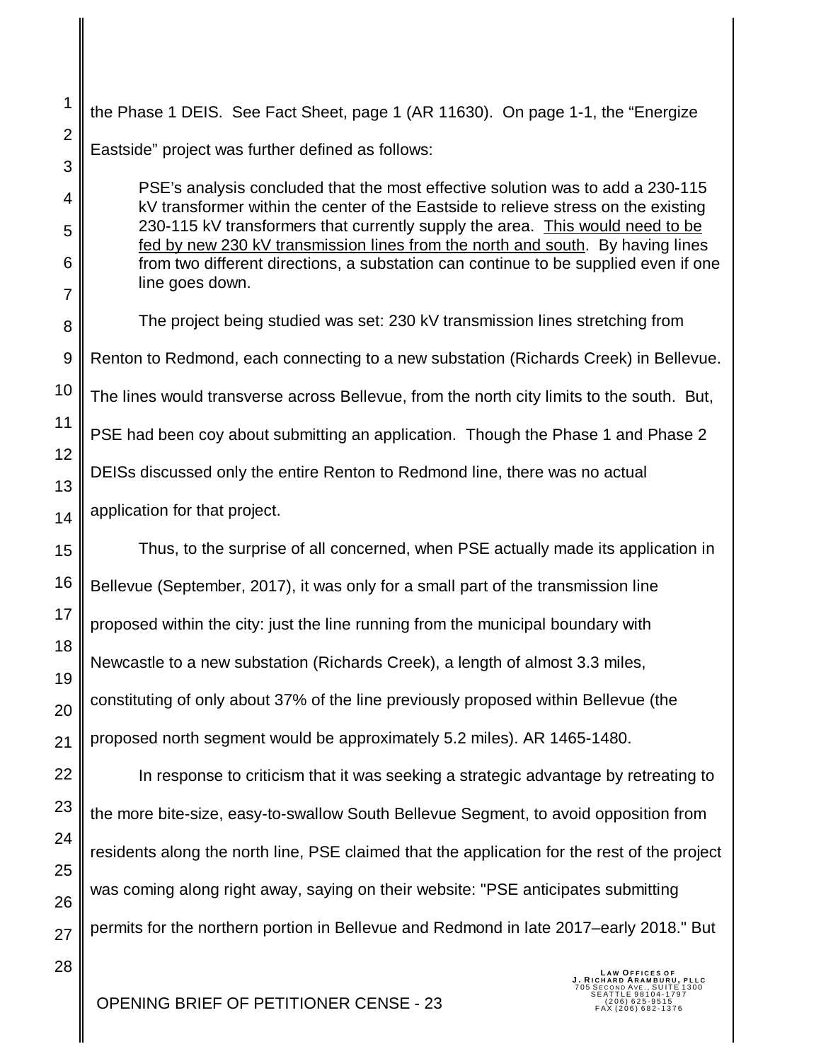the Phase 1 DEIS. See Fact Sheet, page 1 (AR 11630). On page 1-1, the "Energize Eastside" project was further defined as follows:

> PSE's analysis concluded that the most effective solution was to add a 230-115 kV transformer within the center of the Eastside to relieve stress on the existing 230-115 kV transformers that currently supply the area. <u>This would need to be fed by new 230 kV transmission lines from the north and south</u>. By having lines from two different directions, a substation can continue to be supplied even if one line goes down.

The project being studied was set: 230 kV transmission lines stretching from Renton to Redmond, each connecting to a new substation (Richards Creek) in Bellevue. The lines would transverse across Bellevue, from the north city limits to the south. But, PSE had been coy about submitting an application. Though the Phase 1 and Phase 2 DEISs discussed only the entire Renton to Redmond line, there was no actual application for that project.

Thus, to the surprise of all concerned, when PSE actually made its application in Bellevue (September, 2017), it was only for a small part of the transmission line proposed within the city: just the line running from the municipal boundary with Newcastle to a new substation (Richards Creek), a length of almost 3.3 miles, constituting of only about 37% of the line previously proposed within Bellevue (the proposed north segment would be approximately 5.2 miles). AR 1465-1480.

In response to criticism that it was seeking a strategic advantage by retreating to the more bite-size, easy-to-swallow South Bellevue Segment, to avoid opposition from residents along the north line, PSE claimed that the application for the rest of the project was coming along right away, saying on their website: "PSE anticipates submitting permits for the northern portion in Bellevue and Redmond in late 2017–early 2018." But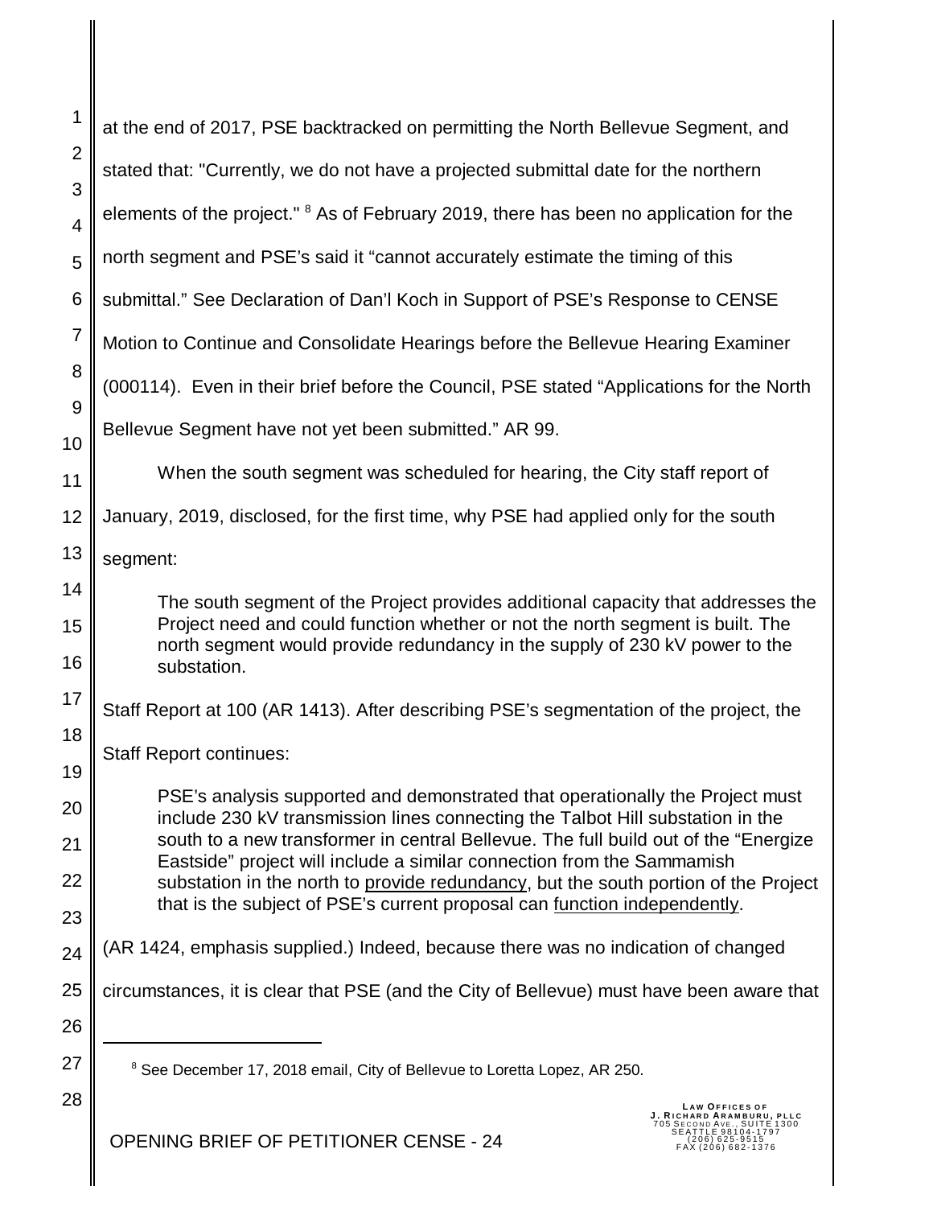at the end of 2017, PSE backtracked on permitting the North Bellevue Segment, and stated that: "Currently, we do not have a projected submittal date for the northern elements of the project." [8] As of February 2019, there has been no application for the north segment and PSE's said it "cannot accurately estimate the timing of this submittal." See Declaration of Dan'l Koch in Support of PSE's Response to CENSE Motion to Continue and Consolidate Hearings before the Bellevue Hearing Examiner (000114). Even in their brief before the Council, PSE stated "Applications for the North Bellevue Segment have not yet been submitted." AR 99.

When the south segment was scheduled for hearing, the City staff report of January, 2019, disclosed, for the first time, why PSE had applied only for the south segment:

> The south segment of the Project provides additional capacity that addresses the Project need and could function whether or not the north segment is built. The north segment would provide redundancy in the supply of 230 kV power to the substation.

Staff Report at 100 (AR 1413). After describing PSE's segmentation of the project, the Staff Report continues:

> PSE's analysis supported and demonstrated that operationally the Project must include 230 kV transmission lines connecting the Talbot Hill substation in the south to a new transformer in central Bellevue. The full build out of the "Energize Eastside" project will include a similar connection from the Sammamish substation in the north to <u>provide redundancy</u>, but the south portion of the Project that is the subject of PSE's current proposal can <u>function independently</u>.

(AR 1424, emphasis supplied.) Indeed, because there was no indication of changed circumstances, it is clear that PSE (and the City of Bellevue) must have been aware that

[8] See December 17, 2018 email, City of Bellevue to Loretta Lopez, AR 250.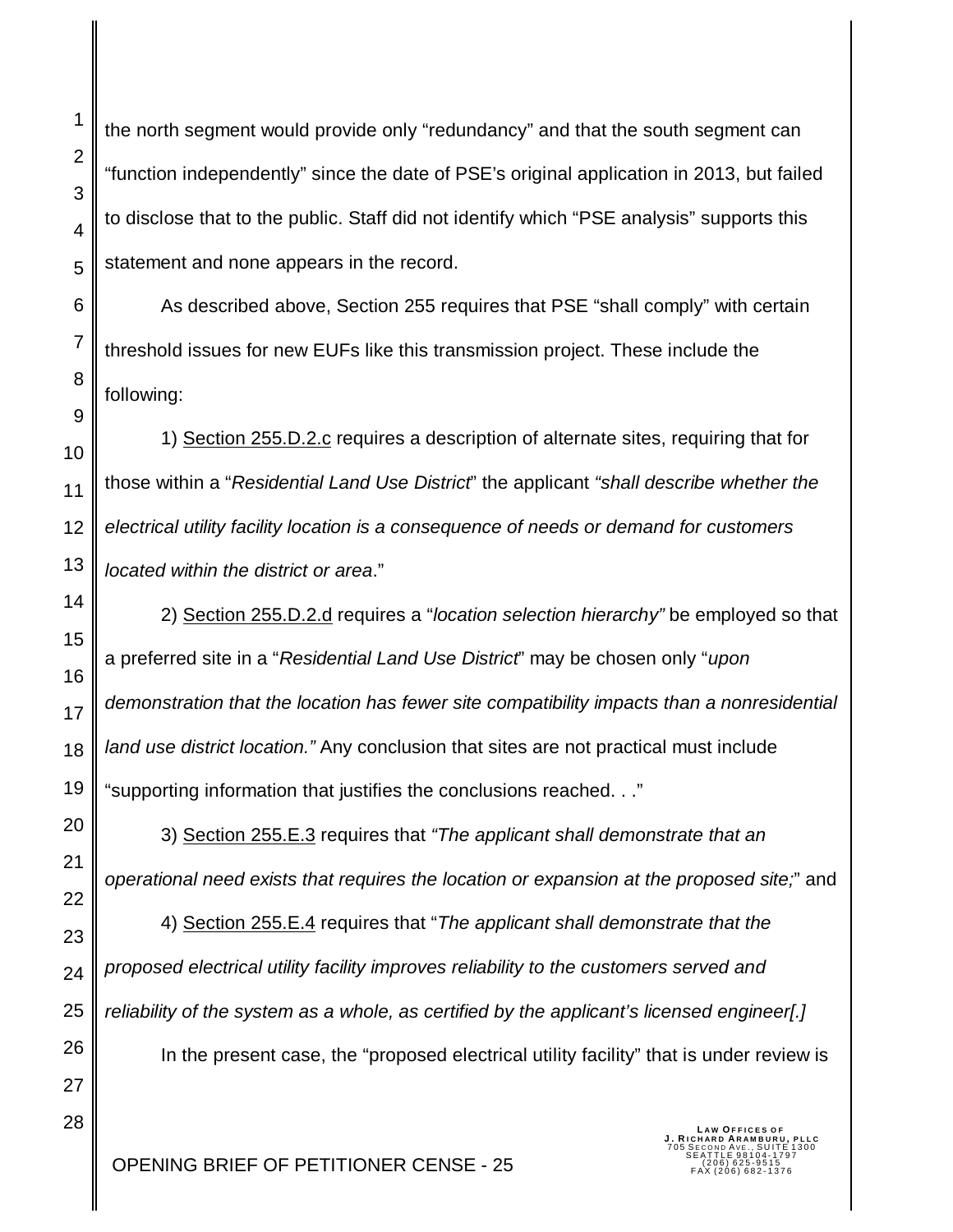the north segment would provide only “redundancy” and that the south segment can “function independently” since the date of PSE’s original application in 2013, but failed to disclose that to the public. Staff did not identify which “PSE analysis” supports this statement and none appears in the record.

As described above, Section 255 requires that PSE “shall comply” with certain threshold issues for new EUFs like this transmission project. These include the following:

1) Section 255.D.2.c requires a description of alternate sites, requiring that for those within a “*Residential Land Use District*” the applicant *“shall describe whether the electrical utility facility location is a consequence of needs or demand for customers located within the district or area*.”

2) Section 255.D.2.d requires a “*location selection hierarchy”* be employed so that a preferred site in a “*Residential Land Use District*” may be chosen only “*upon demonstration that the location has fewer site compatibility impacts than a nonresidential land use district location.”* Any conclusion that sites are not practical must include “supporting information that justifies the conclusions reached. . .”

3) Section 255.E.3 requires that *“The applicant shall demonstrate that an operational need exists that requires the location or expansion at the proposed site;*” and

4) Section 255.E.4 requires that “*The applicant shall demonstrate that the proposed electrical utility facility improves reliability to the customers served and reliability of the system as a whole, as certified by the applicant’s licensed engineer[.]*

In the present case, the “proposed electrical utility facility” that is under review is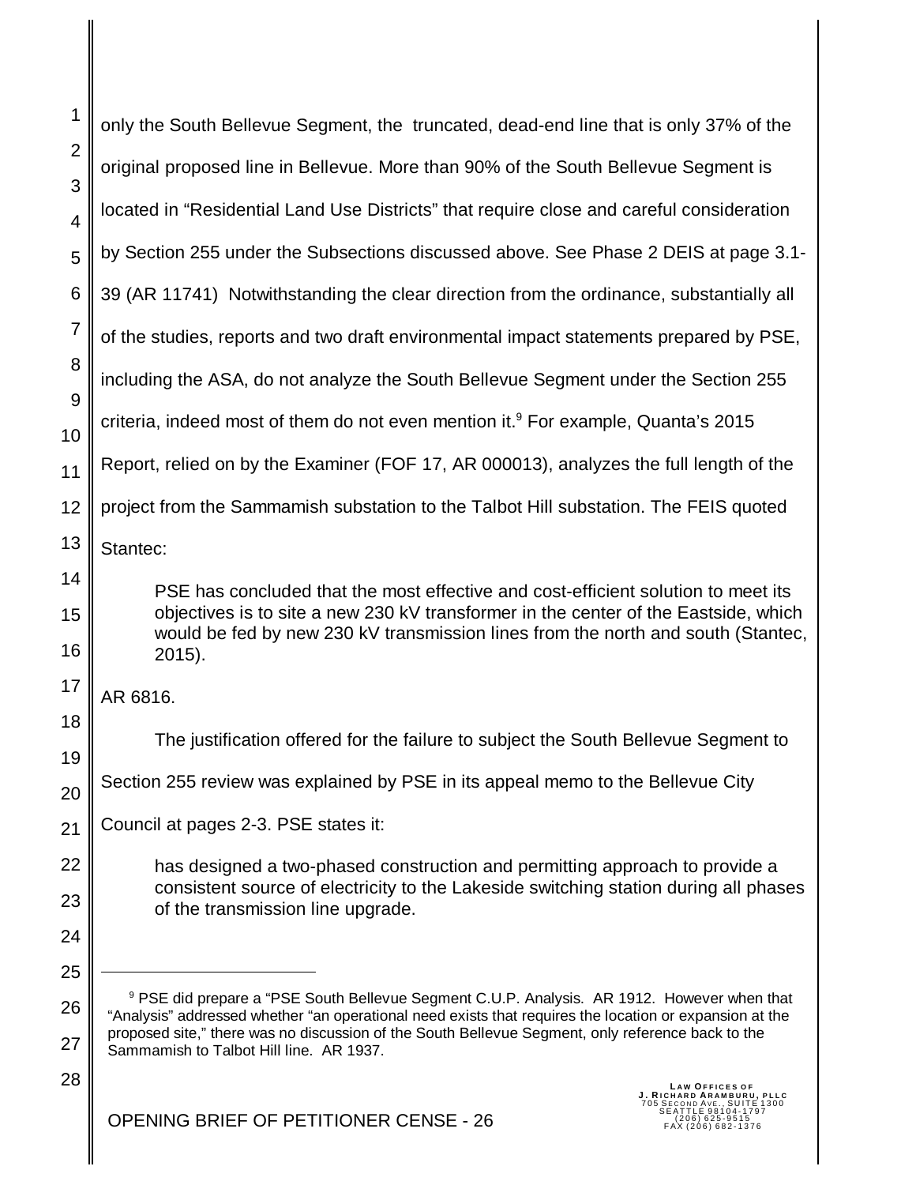only the South Bellevue Segment, the truncated, dead-end line that is only 37% of the original proposed line in Bellevue. More than 90% of the South Bellevue Segment is located in "Residential Land Use Districts" that require close and careful consideration by Section 255 under the Subsections discussed above. See Phase 2 DEIS at page 3.1-39 (AR 11741) Notwithstanding the clear direction from the ordinance, substantially all of the studies, reports and two draft environmental impact statements prepared by PSE, including the ASA, do not analyze the South Bellevue Segment under the Section 255 criteria, indeed most of them do not even mention it.[9] For example, Quanta's 2015 Report, relied on by the Examiner (FOF 17, AR 000013), analyzes the full length of the project from the Sammamish substation to the Talbot Hill substation. The FEIS quoted Stantec:

> PSE has concluded that the most effective and cost-efficient solution to meet its objectives is to site a new 230 kV transformer in the center of the Eastside, which would be fed by new 230 kV transmission lines from the north and south (Stantec, 2015).

AR 6816.

The justification offered for the failure to subject the South Bellevue Segment to Section 255 review was explained by PSE in its appeal memo to the Bellevue City Council at pages 2-3. PSE states it:

> has designed a two-phased construction and permitting approach to provide a consistent source of electricity to the Lakeside switching station during all phases of the transmission line upgrade.

---

[9] PSE did prepare a "PSE South Bellevue Segment C.U.P. Analysis. AR 1912. However when that "Analysis" addressed whether "an operational need exists that requires the location or expansion at the proposed site," there was no discussion of the South Bellevue Segment, only reference back to the Sammamish to Talbot Hill line. AR 1937.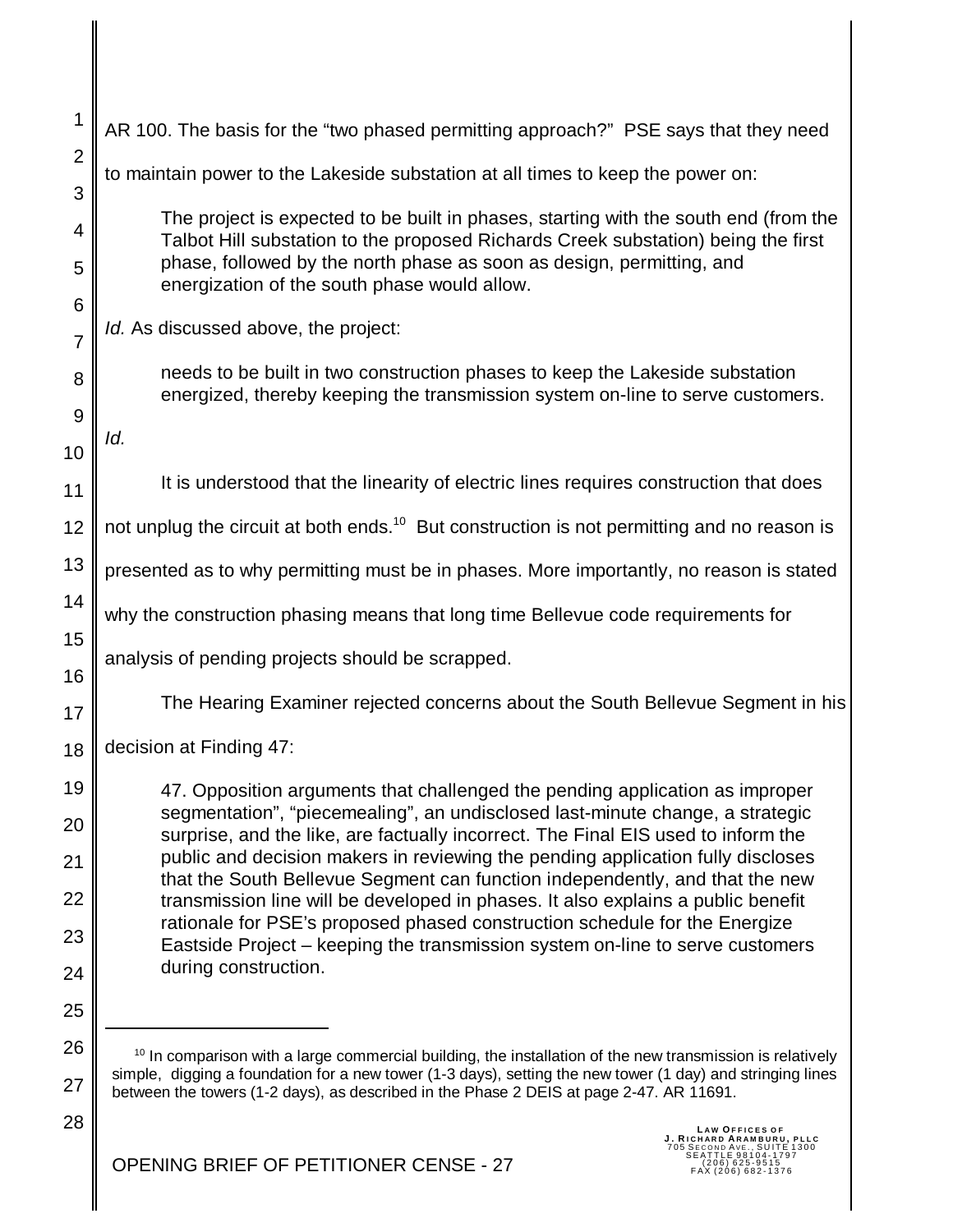AR 100. The basis for the "two phased permitting approach?" PSE says that they need to maintain power to the Lakeside substation at all times to keep the power on:

> The project is expected to be built in phases, starting with the south end (from the Talbot Hill substation to the proposed Richards Creek substation) being the first phase, followed by the north phase as soon as design, permitting, and energization of the south phase would allow.

*Id.* As discussed above, the project:

> needs to be built in two construction phases to keep the Lakeside substation energized, thereby keeping the transmission system on-line to serve customers.

*Id.*

It is understood that the linearity of electric lines requires construction that does not unplug the circuit at both ends.[10] But construction is not permitting and no reason is presented as to why permitting must be in phases. More importantly, no reason is stated why the construction phasing means that long time Bellevue code requirements for analysis of pending projects should be scrapped.

The Hearing Examiner rejected concerns about the South Bellevue Segment in his decision at Finding 47:

> 47. Opposition arguments that challenged the pending application as improper segmentation", "piecemealing", an undisclosed last-minute change, a strategic surprise, and the like, are factually incorrect. The Final EIS used to inform the public and decision makers in reviewing the pending application fully discloses that the South Bellevue Segment can function independently, and that the new transmission line will be developed in phases. It also explains a public benefit rationale for PSE's proposed phased construction schedule for the Energize Eastside Project – keeping the transmission system on-line to serve customers during construction.

[10] In comparison with a large commercial building, the installation of the new transmission is relatively simple, digging a foundation for a new tower (1-3 days), setting the new tower (1 day) and stringing lines between the towers (1-2 days), as described in the Phase 2 DEIS at page 2-47. AR 11691.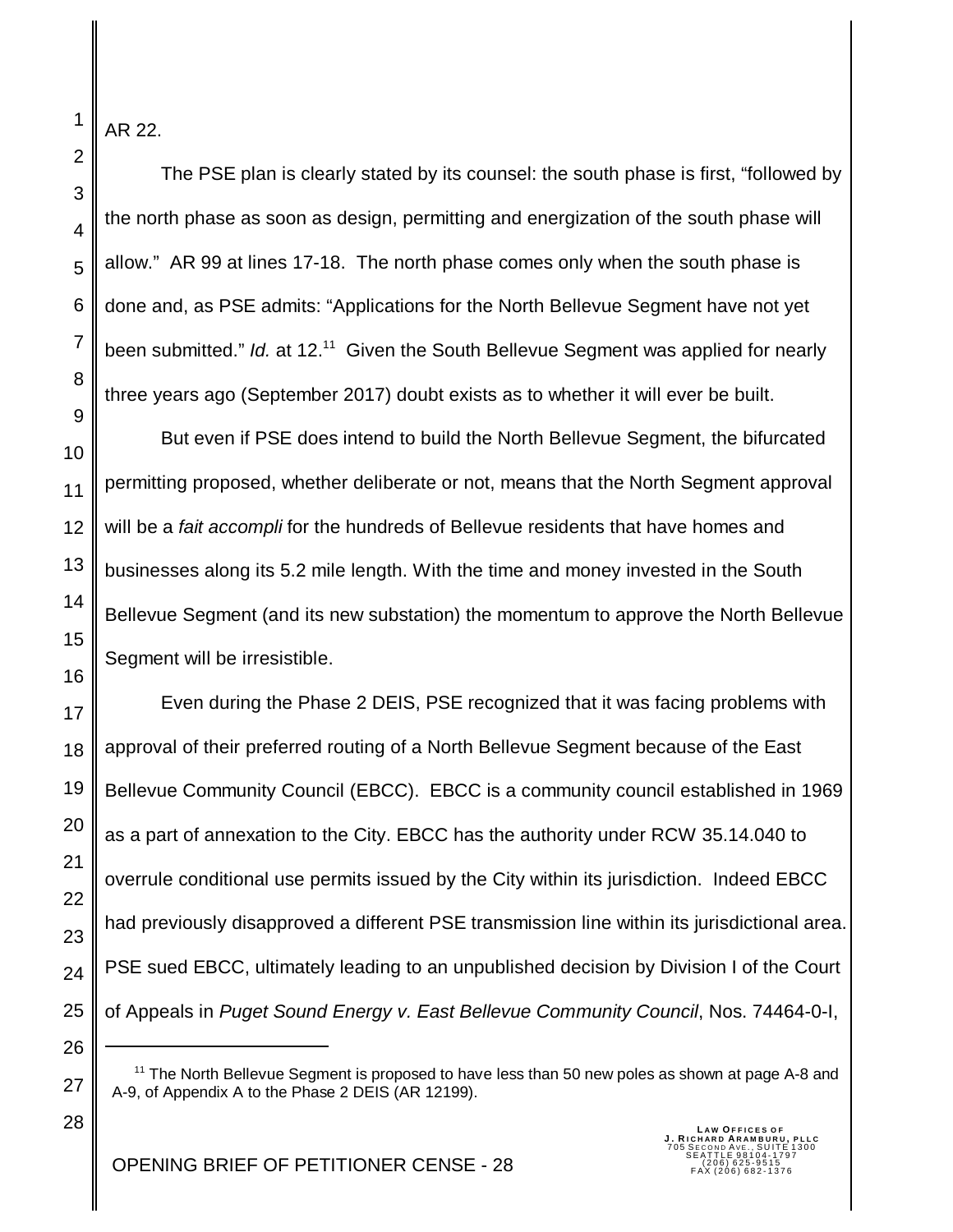AR 22.

The PSE plan is clearly stated by its counsel: the south phase is first, "followed by the north phase as soon as design, permitting and energization of the south phase will allow." AR 99 at lines 17-18. The north phase comes only when the south phase is done and, as PSE admits: "Applications for the North Bellevue Segment have not yet been submitted." *Id.* at 12.[11] Given the South Bellevue Segment was applied for nearly three years ago (September 2017) doubt exists as to whether it will ever be built.

But even if PSE does intend to build the North Bellevue Segment, the bifurcated permitting proposed, whether deliberate or not, means that the North Segment approval will be a *fait accompli* for the hundreds of Bellevue residents that have homes and businesses along its 5.2 mile length. With the time and money invested in the South Bellevue Segment (and its new substation) the momentum to approve the North Bellevue Segment will be irresistible.

Even during the Phase 2 DEIS, PSE recognized that it was facing problems with approval of their preferred routing of a North Bellevue Segment because of the East Bellevue Community Council (EBCC). EBCC is a community council established in 1969 as a part of annexation to the City. EBCC has the authority under RCW 35.14.040 to overrule conditional use permits issued by the City within its jurisdiction. Indeed EBCC had previously disapproved a different PSE transmission line within its jurisdictional area. PSE sued EBCC, ultimately leading to an unpublished decision by Division I of the Court of Appeals in *Puget Sound Energy v. East Bellevue Community Council*, Nos. 74464-0-I,

[11] The North Bellevue Segment is proposed to have less than 50 new poles as shown at page A-8 and A-9, of Appendix A to the Phase 2 DEIS (AR 12199).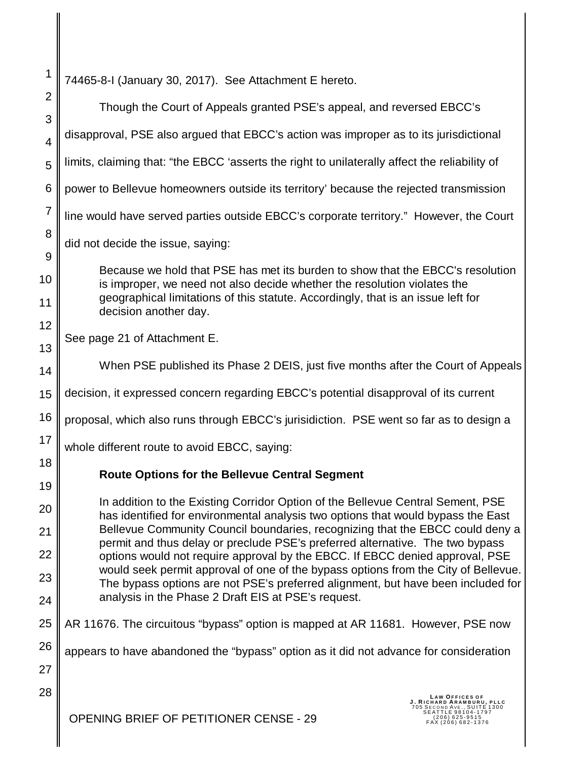74465-8-I (January 30, 2017). See Attachment E hereto.

Though the Court of Appeals granted PSE's appeal, and reversed EBCC's disapproval, PSE also argued that EBCC's action was improper as to its jurisdictional limits, claiming that: "the EBCC 'asserts the right to unilaterally affect the reliability of power to Bellevue homeowners outside its territory' because the rejected transmission line would have served parties outside EBCC's corporate territory." However, the Court did not decide the issue, saying:

> Because we hold that PSE has met its burden to show that the EBCC's resolution is improper, we need not also decide whether the resolution violates the geographical limitations of this statute. Accordingly, that is an issue left for decision another day.

See page 21 of Attachment E.

When PSE published its Phase 2 DEIS, just five months after the Court of Appeals decision, it expressed concern regarding EBCC's potential disapproval of its current proposal, which also runs through EBCC's jurisidiction. PSE went so far as to design a whole different route to avoid EBCC, saying:

> **Route Options for the Bellevue Central Segment**
>
> In addition to the Existing Corridor Option of the Bellevue Central Sement, PSE has identified for environmental analysis two options that would bypass the East Bellevue Community Council boundaries, recognizing that the EBCC could deny a permit and thus delay or preclude PSE's preferred alternative. The two bypass options would not require approval by the EBCC. If EBCC denied approval, PSE would seek permit approval of one of the bypass options from the City of Bellevue. The bypass options are not PSE's preferred alignment, but have been included for analysis in the Phase 2 Draft EIS at PSE's request.

AR 11676. The circuitous "bypass" option is mapped at AR 11681. However, PSE now appears to have abandoned the "bypass" option as it did not advance for consideration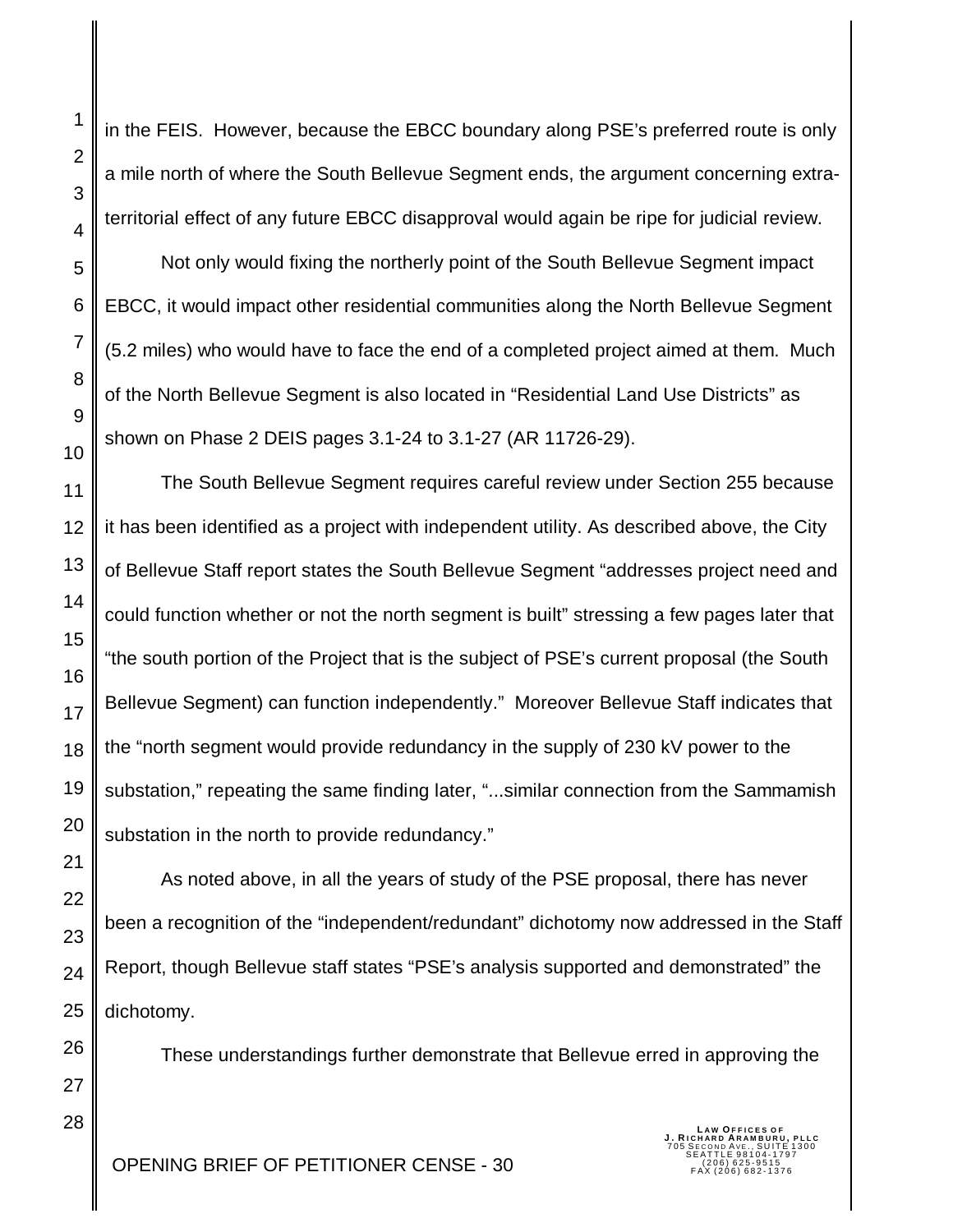in the FEIS. However, because the EBCC boundary along PSE's preferred route is only a mile north of where the South Bellevue Segment ends, the argument concerning extra-territorial effect of any future EBCC disapproval would again be ripe for judicial review.

Not only would fixing the northerly point of the South Bellevue Segment impact EBCC, it would impact other residential communities along the North Bellevue Segment (5.2 miles) who would have to face the end of a completed project aimed at them. Much of the North Bellevue Segment is also located in "Residential Land Use Districts" as shown on Phase 2 DEIS pages 3.1-24 to 3.1-27 (AR 11726-29).

The South Bellevue Segment requires careful review under Section 255 because it has been identified as a project with independent utility. As described above, the City of Bellevue Staff report states the South Bellevue Segment "addresses project need and could function whether or not the north segment is built" stressing a few pages later that "the south portion of the Project that is the subject of PSE's current proposal (the South Bellevue Segment) can function independently." Moreover Bellevue Staff indicates that the "north segment would provide redundancy in the supply of 230 kV power to the substation," repeating the same finding later, "...similar connection from the Sammamish substation in the north to provide redundancy."

As noted above, in all the years of study of the PSE proposal, there has never been a recognition of the "independent/redundant" dichotomy now addressed in the Staff Report, though Bellevue staff states "PSE's analysis supported and demonstrated" the dichotomy.

These understandings further demonstrate that Bellevue erred in approving the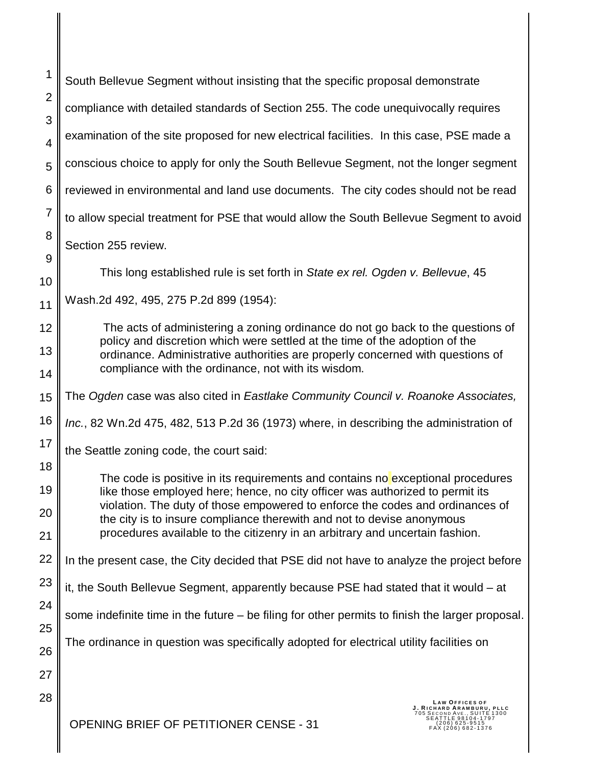South Bellevue Segment without insisting that the specific proposal demonstrate compliance with detailed standards of Section 255. The code unequivocally requires examination of the site proposed for new electrical facilities. In this case, PSE made a conscious choice to apply for only the South Bellevue Segment, not the longer segment reviewed in environmental and land use documents. The city codes should not be read to allow special treatment for PSE that would allow the South Bellevue Segment to avoid Section 255 review.

This long established rule is set forth in *State ex rel. Ogden v. Bellevue*, 45 Wash.2d 492, 495, 275 P.2d 899 (1954):

> The acts of administering a zoning ordinance do not go back to the questions of policy and discretion which were settled at the time of the adoption of the ordinance. Administrative authorities are properly concerned with questions of compliance with the ordinance, not with its wisdom.

The *Ogden* case was also cited in *Eastlake Community Council v. Roanoke Associates, Inc.*, 82 Wn.2d 475, 482, 513 P.2d 36 (1973) where, in describing the administration of the Seattle zoning code, the court said:

> The code is positive in its requirements and contains no exceptional procedures like those employed here; hence, no city officer was authorized to permit its violation. The duty of those empowered to enforce the codes and ordinances of the city is to insure compliance therewith and not to devise anonymous procedures available to the citizenry in an arbitrary and uncertain fashion.

In the present case, the City decided that PSE did not have to analyze the project before it, the South Bellevue Segment, apparently because PSE had stated that it would – at some indefinite time in the future – be filing for other permits to finish the larger proposal. The ordinance in question was specifically adopted for electrical utility facilities on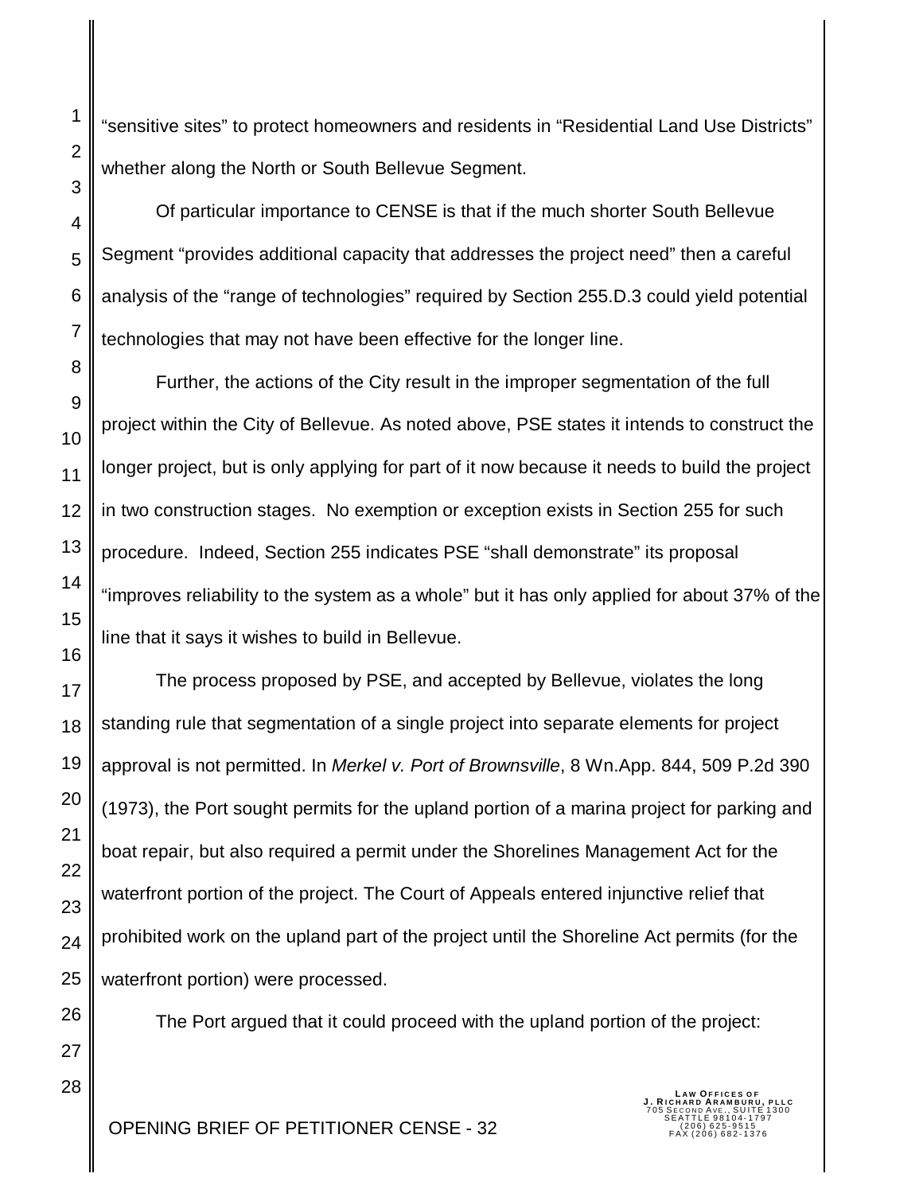"sensitive sites" to protect homeowners and residents in "Residential Land Use Districts" whether along the North or South Bellevue Segment.

Of particular importance to CENSE is that if the much shorter South Bellevue Segment "provides additional capacity that addresses the project need" then a careful analysis of the "range of technologies" required by Section 255.D.3 could yield potential technologies that may not have been effective for the longer line.

Further, the actions of the City result in the improper segmentation of the full project within the City of Bellevue. As noted above, PSE states it intends to construct the longer project, but is only applying for part of it now because it needs to build the project in two construction stages. No exemption or exception exists in Section 255 for such procedure. Indeed, Section 255 indicates PSE "shall demonstrate" its proposal "improves reliability to the system as a whole" but it has only applied for about 37% of the line that it says it wishes to build in Bellevue.

The process proposed by PSE, and accepted by Bellevue, violates the long standing rule that segmentation of a single project into separate elements for project approval is not permitted. In *Merkel v. Port of Brownsville*, 8 Wn.App. 844, 509 P.2d 390 (1973), the Port sought permits for the upland portion of a marina project for parking and boat repair, but also required a permit under the Shorelines Management Act for the waterfront portion of the project. The Court of Appeals entered injunctive relief that prohibited work on the upland part of the project until the Shoreline Act permits (for the waterfront portion) were processed.

The Port argued that it could proceed with the upland portion of the project: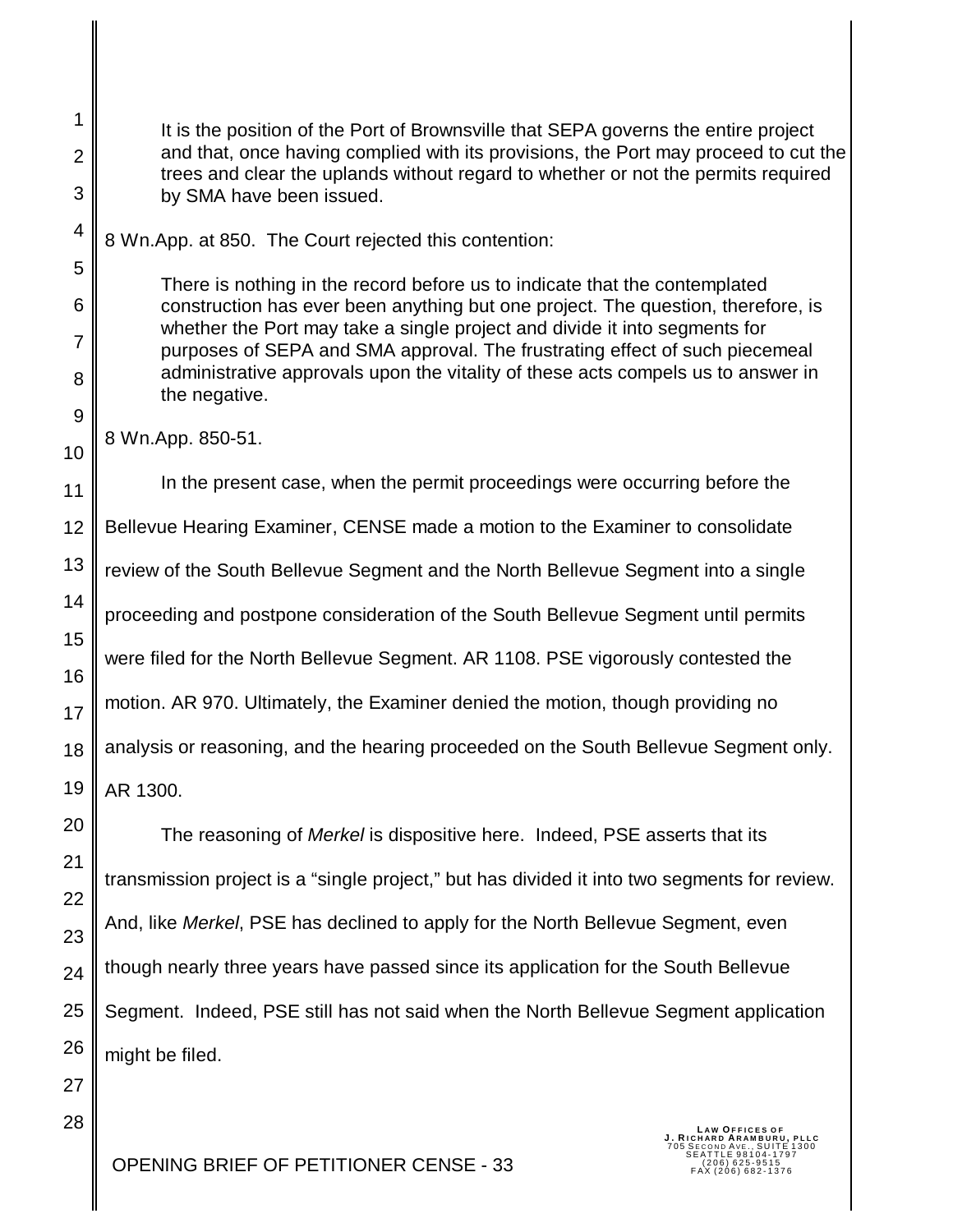> It is the position of the Port of Brownsville that SEPA governs the entire project and that, once having complied with its provisions, the Port may proceed to cut the trees and clear the uplands without regard to whether or not the permits required by SMA have been issued.

8 Wn.App. at 850. The Court rejected this contention:

> There is nothing in the record before us to indicate that the contemplated construction has ever been anything but one project. The question, therefore, is whether the Port may take a single project and divide it into segments for purposes of SEPA and SMA approval. The frustrating effect of such piecemeal administrative approvals upon the vitality of these acts compels us to answer in the negative.

8 Wn.App. 850-51.

In the present case, when the permit proceedings were occurring before the Bellevue Hearing Examiner, CENSE made a motion to the Examiner to consolidate review of the South Bellevue Segment and the North Bellevue Segment into a single proceeding and postpone consideration of the South Bellevue Segment until permits were filed for the North Bellevue Segment. AR 1108. PSE vigorously contested the motion. AR 970. Ultimately, the Examiner denied the motion, though providing no analysis or reasoning, and the hearing proceeded on the South Bellevue Segment only. AR 1300.

The reasoning of *Merkel* is dispositive here. Indeed, PSE asserts that its transmission project is a "single project," but has divided it into two segments for review. And, like *Merkel*, PSE has declined to apply for the North Bellevue Segment, even though nearly three years have passed since its application for the South Bellevue Segment. Indeed, PSE still has not said when the North Bellevue Segment application might be filed.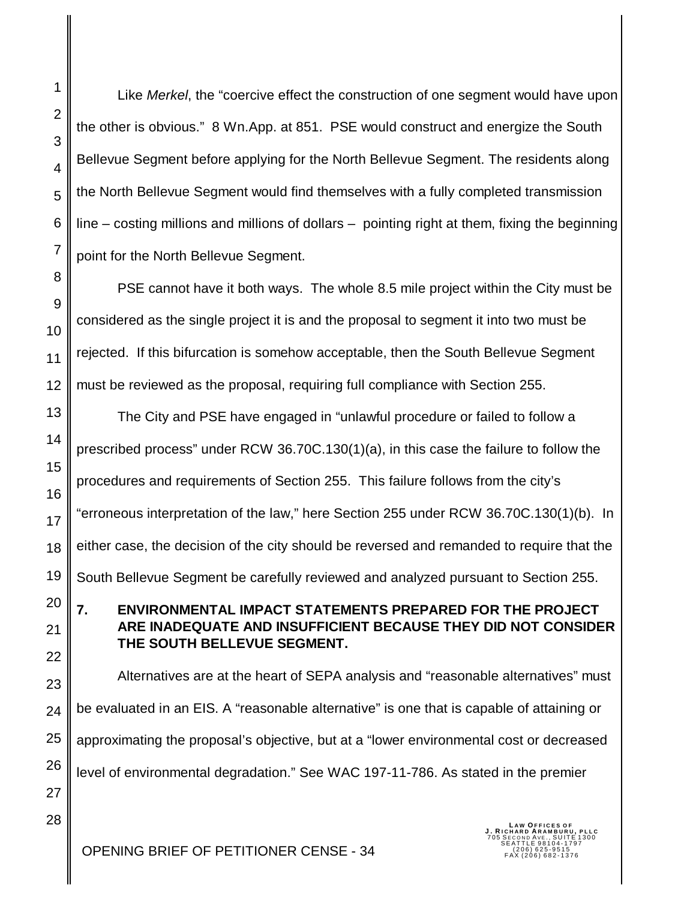Like *Merkel*, the "coercive effect the construction of one segment would have upon the other is obvious." 8 Wn.App. at 851. PSE would construct and energize the South Bellevue Segment before applying for the North Bellevue Segment. The residents along the North Bellevue Segment would find themselves with a fully completed transmission line – costing millions and millions of dollars – pointing right at them, fixing the beginning point for the North Bellevue Segment.

PSE cannot have it both ways. The whole 8.5 mile project within the City must be considered as the single project it is and the proposal to segment it into two must be rejected. If this bifurcation is somehow acceptable, then the South Bellevue Segment must be reviewed as the proposal, requiring full compliance with Section 255.

The City and PSE have engaged in "unlawful procedure or failed to follow a prescribed process" under RCW 36.70C.130(1)(a), in this case the failure to follow the procedures and requirements of Section 255. This failure follows from the city's "erroneous interpretation of the law," here Section 255 under RCW 36.70C.130(1)(b). In either case, the decision of the city should be reversed and remanded to require that the South Bellevue Segment be carefully reviewed and analyzed pursuant to Section 255.

## 7. ENVIRONMENTAL IMPACT STATEMENTS PREPARED FOR THE PROJECT ARE INADEQUATE AND INSUFFICIENT BECAUSE THEY DID NOT CONSIDER THE SOUTH BELLEVUE SEGMENT.

Alternatives are at the heart of SEPA analysis and "reasonable alternatives" must be evaluated in an EIS. A "reasonable alternative" is one that is capable of attaining or approximating the proposal's objective, but at a "lower environmental cost or decreased level of environmental degradation." See WAC 197-11-786. As stated in the premier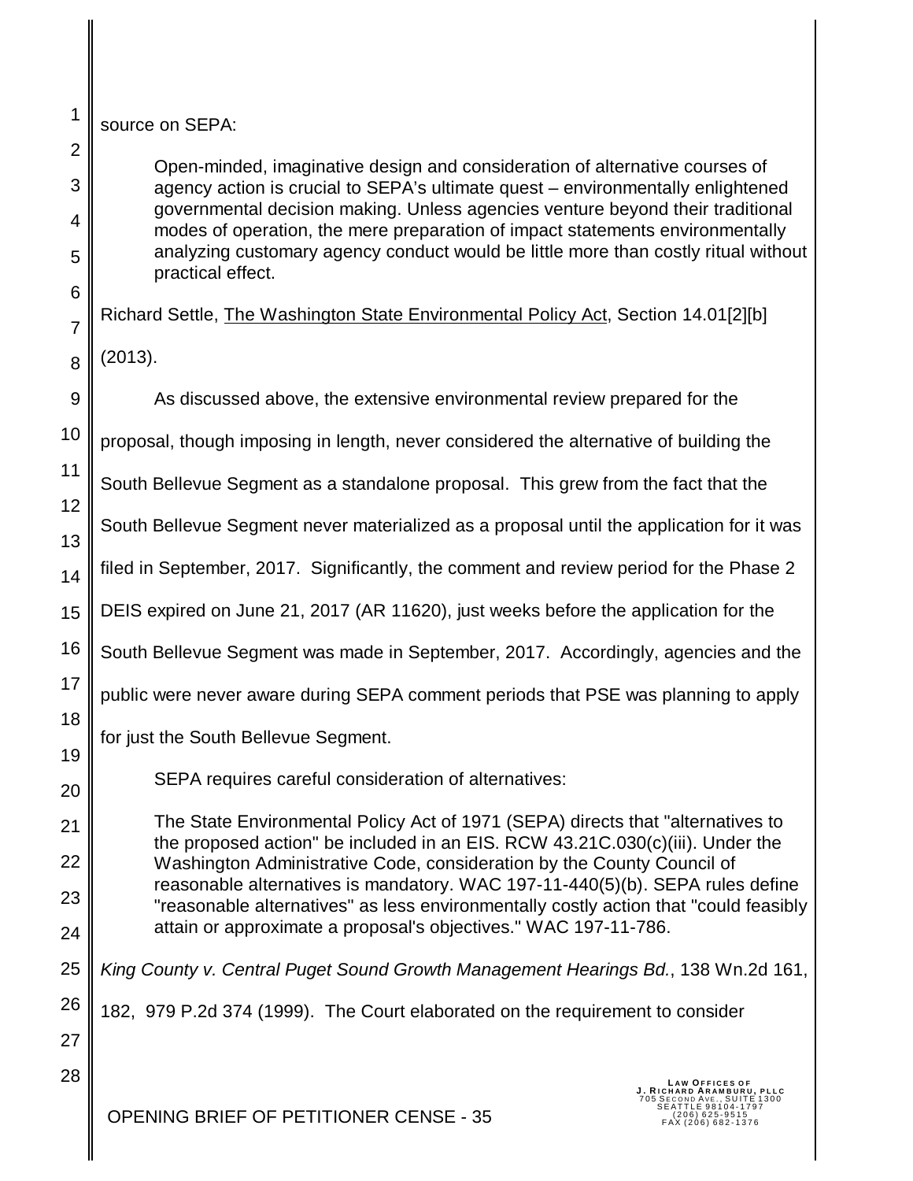source on SEPA:

> Open-minded, imaginative design and consideration of alternative courses of agency action is crucial to SEPA's ultimate quest – environmentally enlightened governmental decision making. Unless agencies venture beyond their traditional modes of operation, the mere preparation of impact statements environmentally analyzing customary agency conduct would be little more than costly ritual without practical effect.

Richard Settle, The Washington State Environmental Policy Act, Section 14.01[2][b] (2013).

As discussed above, the extensive environmental review prepared for the proposal, though imposing in length, never considered the alternative of building the South Bellevue Segment as a standalone proposal. This grew from the fact that the South Bellevue Segment never materialized as a proposal until the application for it was filed in September, 2017. Significantly, the comment and review period for the Phase 2 DEIS expired on June 21, 2017 (AR 11620), just weeks before the application for the South Bellevue Segment was made in September, 2017. Accordingly, agencies and the public were never aware during SEPA comment periods that PSE was planning to apply for just the South Bellevue Segment.

SEPA requires careful consideration of alternatives:

> The State Environmental Policy Act of 1971 (SEPA) directs that "alternatives to the proposed action" be included in an EIS. RCW 43.21C.030(c)(iii). Under the Washington Administrative Code, consideration by the County Council of reasonable alternatives is mandatory. WAC 197-11-440(5)(b). SEPA rules define "reasonable alternatives" as less environmentally costly action that "could feasibly attain or approximate a proposal's objectives." WAC 197-11-786.

*King County v. Central Puget Sound Growth Management Hearings Bd.*, 138 Wn.2d 161, 182, 979 P.2d 374 (1999). The Court elaborated on the requirement to consider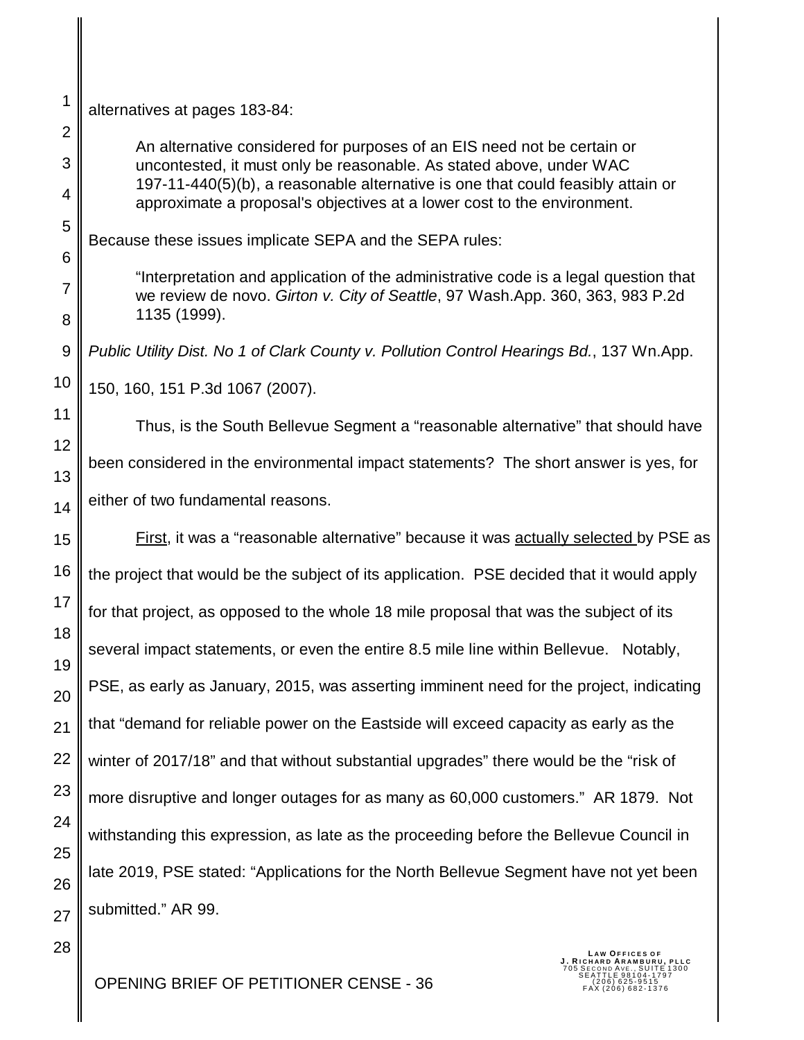alternatives at pages 183-84:

> An alternative considered for purposes of an EIS need not be certain or uncontested, it must only be reasonable. As stated above, under WAC 197-11-440(5)(b), a reasonable alternative is one that could feasibly attain or approximate a proposal's objectives at a lower cost to the environment.

Because these issues implicate SEPA and the SEPA rules:

> "Interpretation and application of the administrative code is a legal question that we review de novo. *Girton v. City of Seattle*, 97 Wash.App. 360, 363, 983 P.2d 1135 (1999).

*Public Utility Dist. No 1 of Clark County v. Pollution Control Hearings Bd.*, 137 Wn.App. 150, 160, 151 P.3d 1067 (2007).

Thus, is the South Bellevue Segment a "reasonable alternative" that should have been considered in the environmental impact statements? The short answer is yes, for either of two fundamental reasons.

First, it was a "reasonable alternative" because it was actually selected by PSE as the project that would be the subject of its application. PSE decided that it would apply for that project, as opposed to the whole 18 mile proposal that was the subject of its several impact statements, or even the entire 8.5 mile line within Bellevue. Notably, PSE, as early as January, 2015, was asserting imminent need for the project, indicating that "demand for reliable power on the Eastside will exceed capacity as early as the winter of 2017/18" and that without substantial upgrades" there would be the "risk of more disruptive and longer outages for as many as 60,000 customers." AR 1879. Not withstanding this expression, as late as the proceeding before the Bellevue Council in late 2019, PSE stated: "Applications for the North Bellevue Segment have not yet been submitted." AR 99.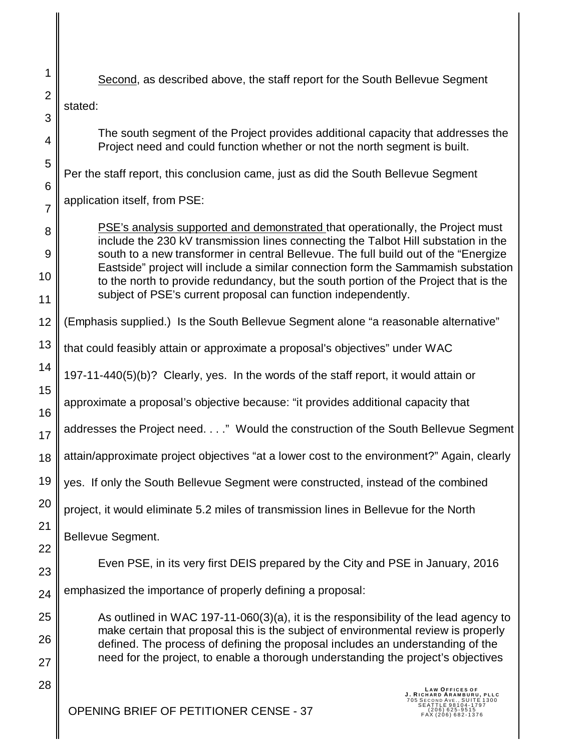<u>Second</u>, as described above, the staff report for the South Bellevue Segment stated:

> The south segment of the Project provides additional capacity that addresses the Project need and could function whether or not the north segment is built.

Per the staff report, this conclusion came, just as did the South Bellevue Segment application itself, from PSE:

> <u>PSE's analysis supported and demonstrated</u> that operationally, the Project must include the 230 kV transmission lines connecting the Talbot Hill substation in the south to a new transformer in central Bellevue. The full build out of the "Energize Eastside" project will include a similar connection form the Sammamish substation to the north to provide redundancy, but the south portion of the Project that is the subject of PSE's current proposal can function independently.

(Emphasis supplied.) Is the South Bellevue Segment alone "a reasonable alternative" that could feasibly attain or approximate a proposal's objectives" under WAC 197-11-440(5)(b)? Clearly, yes. In the words of the staff report, it would attain or approximate a proposal's objective because: "it provides additional capacity that addresses the Project need. . . ." Would the construction of the South Bellevue Segment attain/approximate project objectives "at a lower cost to the environment?" Again, clearly yes. If only the South Bellevue Segment were constructed, instead of the combined project, it would eliminate 5.2 miles of transmission lines in Bellevue for the North Bellevue Segment.

Even PSE, in its very first DEIS prepared by the City and PSE in January, 2016 emphasized the importance of properly defining a proposal:

> As outlined in WAC 197-11-060(3)(a), it is the responsibility of the lead agency to make certain that proposal this is the subject of environmental review is properly defined. The process of defining the proposal includes an understanding of the need for the project, to enable a thorough understanding the project's objectives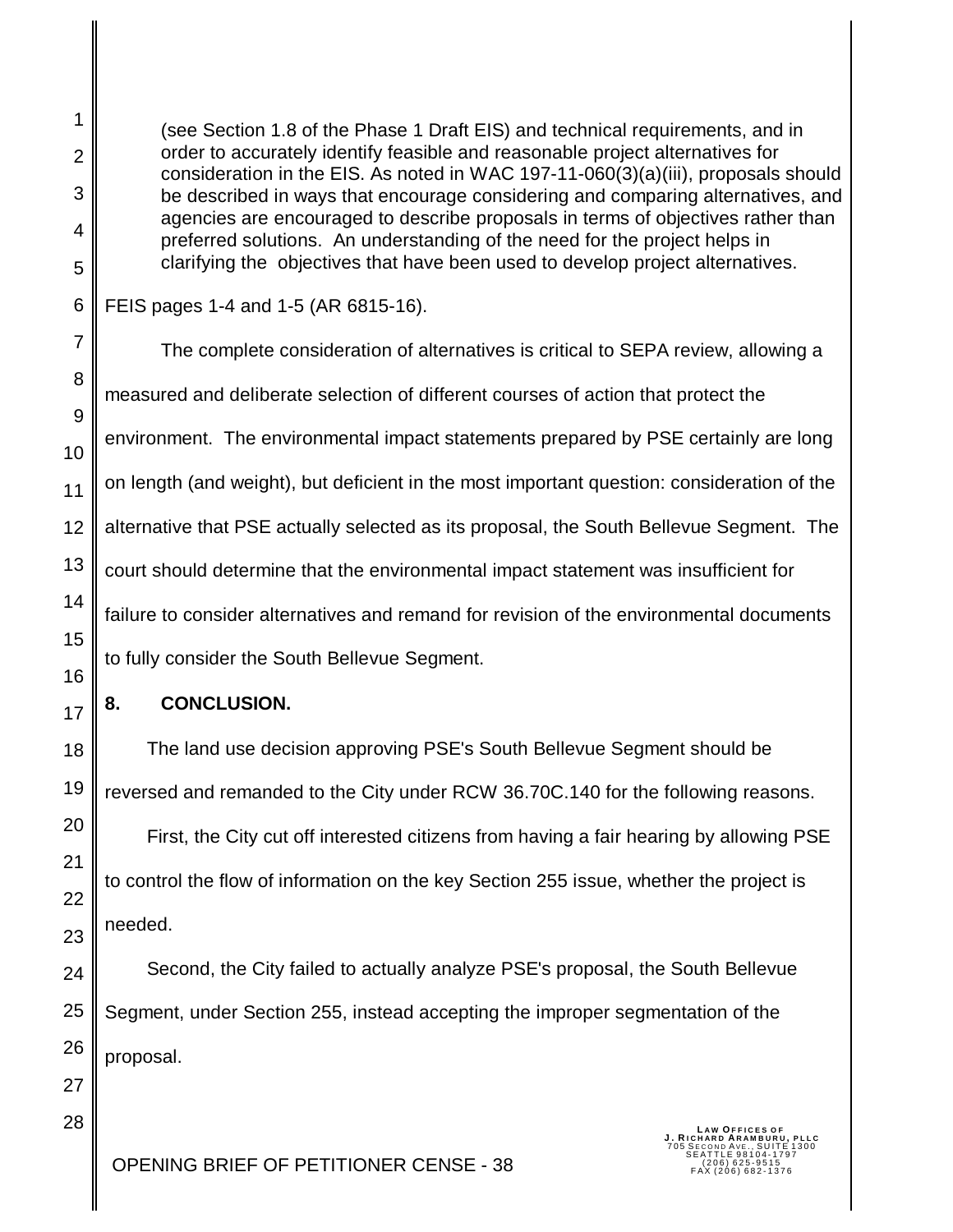> (see Section 1.8 of the Phase 1 Draft EIS) and technical requirements, and in order to accurately identify feasible and reasonable project alternatives for consideration in the EIS. As noted in WAC 197-11-060(3)(a)(iii), proposals should be described in ways that encourage considering and comparing alternatives, and agencies are encouraged to describe proposals in terms of objectives rather than preferred solutions. An understanding of the need for the project helps in clarifying the objectives that have been used to develop project alternatives.

FEIS pages 1-4 and 1-5 (AR 6815-16).

The complete consideration of alternatives is critical to SEPA review, allowing a measured and deliberate selection of different courses of action that protect the environment. The environmental impact statements prepared by PSE certainly are long on length (and weight), but deficient in the most important question: consideration of the alternative that PSE actually selected as its proposal, the South Bellevue Segment. The court should determine that the environmental impact statement was insufficient for failure to consider alternatives and remand for revision of the environmental documents to fully consider the South Bellevue Segment.

## 8. CONCLUSION.

The land use decision approving PSE's South Bellevue Segment should be reversed and remanded to the City under RCW 36.70C.140 for the following reasons.

First, the City cut off interested citizens from having a fair hearing by allowing PSE to control the flow of information on the key Section 255 issue, whether the project is needed.

Second, the City failed to actually analyze PSE's proposal, the South Bellevue Segment, under Section 255, instead accepting the improper segmentation of the proposal.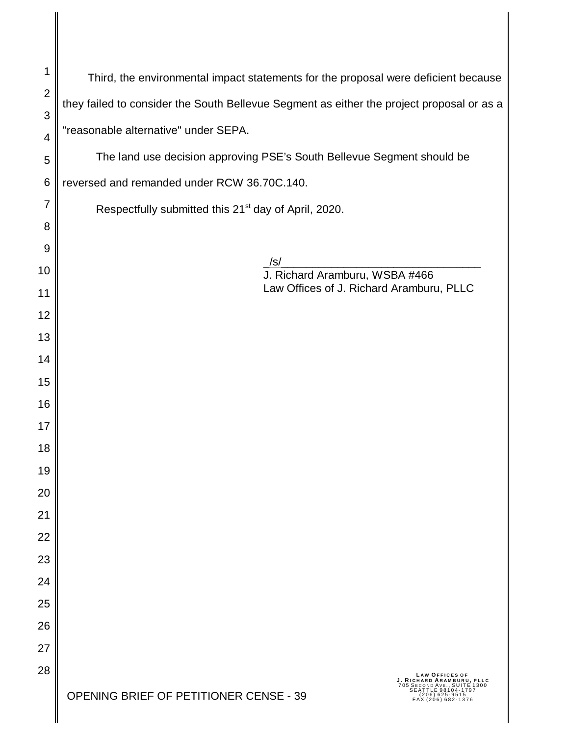Third, the environmental impact statements for the proposal were deficient because they failed to consider the South Bellevue Segment as either the project proposal or as a "reasonable alternative" under SEPA.

The land use decision approving PSE's South Bellevue Segment should be reversed and remanded under RCW 36.70C.140.

Respectfully submitted this 21st day of April, 2020.

/s/
J. Richard Aramburu, WSBA #466
Law Offices of J. Richard Aramburu, PLLC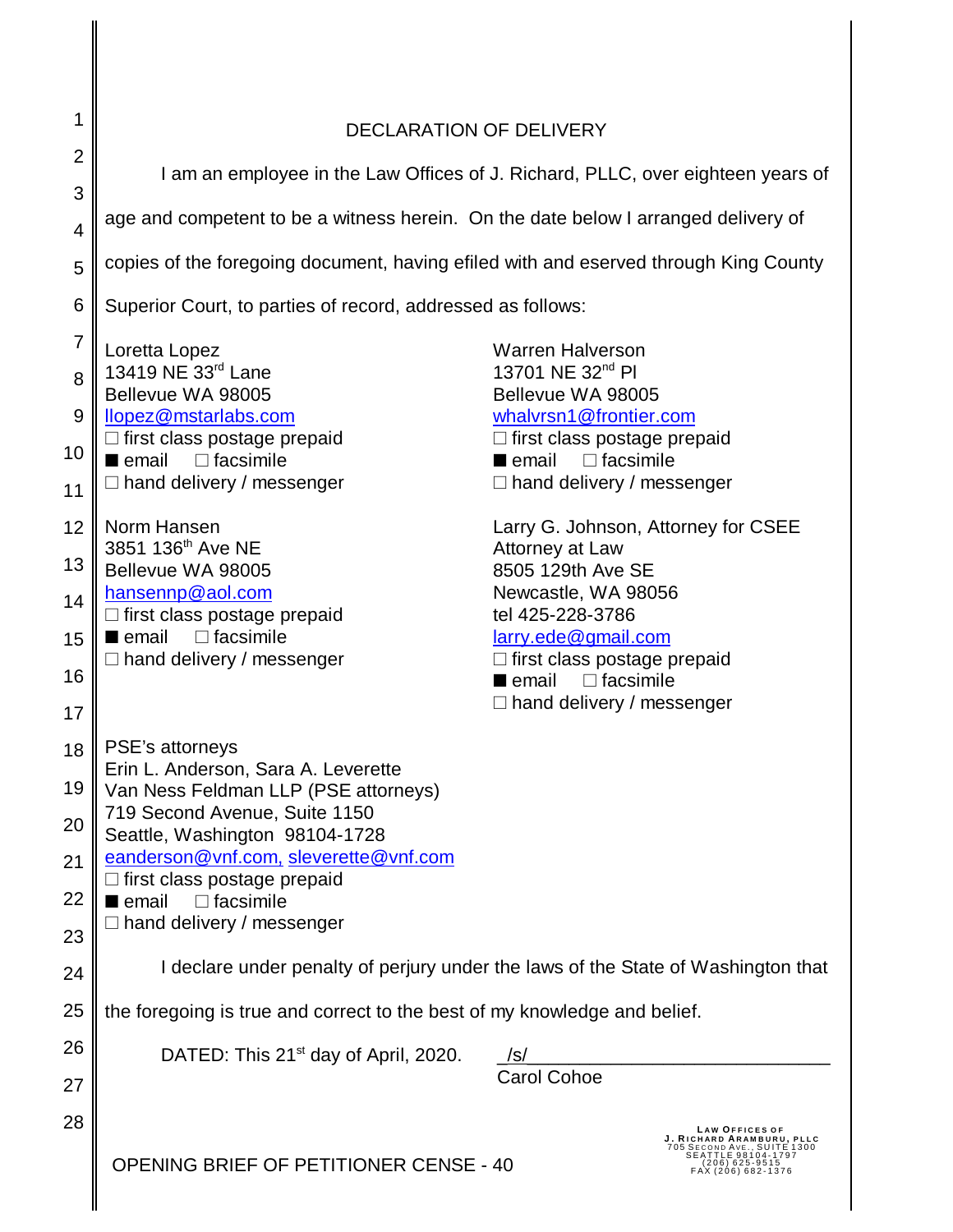# DECLARATION OF DELIVERY

I am an employee in the Law Offices of J. Richard, PLLC, over eighteen years of age and competent to be a witness herein. On the date below I arranged delivery of copies of the foregoing document, having efiled with and eserved through King County Superior Court, to parties of record, addressed as follows:

Loretta Lopez
13419 NE 33rd Lane
Bellevue WA 98005
llopez@mstarlabs.com
☐ first class postage prepaid
■ email ☐ facsimile
☐ hand delivery / messenger

Warren Halverson
13701 NE 32nd Pl
Bellevue WA 98005
whalvrsn1@frontier.com
☐ first class postage prepaid
■ email ☐ facsimile
☐ hand delivery / messenger

Norm Hansen
3851 136th Ave NE
Bellevue WA 98005
hansennp@aol.com
☐ first class postage prepaid
■ email ☐ facsimile
☐ hand delivery / messenger

Larry G. Johnson, Attorney for CSEE
Attorney at Law
8505 129th Ave SE
Newcastle, WA 98056
tel 425-228-3786
larry.ede@gmail.com
☐ first class postage prepaid
■ email ☐ facsimile
☐ hand delivery / messenger

PSE's attorneys
Erin L. Anderson, Sara A. Leverette
Van Ness Feldman LLP (PSE attorneys)
719 Second Avenue, Suite 1150
Seattle, Washington 98104-1728
eanderson@vnf.com, sleverette@vnf.com
☐ first class postage prepaid
■ email ☐ facsimile
☐ hand delivery / messenger

I declare under penalty of perjury under the laws of the State of Washington that the foregoing is true and correct to the best of my knowledge and belief.

DATED: This 21st day of April, 2020.

/s/
Carol Cohoe

OPENING BRIEF OF PETITIONER CENSE - 40

LAW OFFICES OF
J. RICHARD ARAMBURU, PLLC
705 SECOND AVE., SUITE 1300
SEATTLE 98104-1797
(206) 625-9515
FAX (206) 682-1376